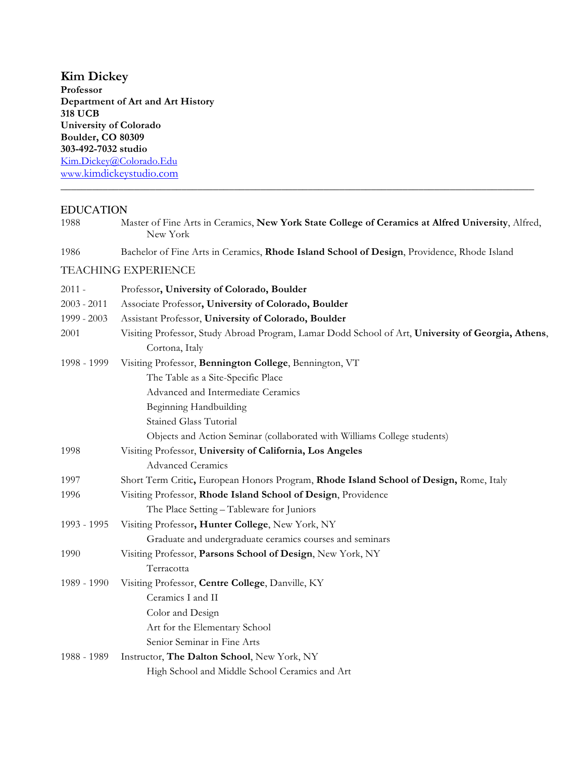# Kim Dickey

**Professor**
**Department of Art and Art History**
**318 UCB**
**University of Colorado**
**Boulder, CO 80309**
**303-492-7032 studio**
[Kim.Dickey@Colorado.Edu](mailto:Kim.Dickey@Colorado.Edu)
[www.kimdickeystudio.com](http://www.kimdickeystudio.com)

---

## EDUCATION

1988 Master of Fine Arts in Ceramics, **New York State College of Ceramics at Alfred University**, Alfred, New York

1986 Bachelor of Fine Arts in Ceramics, **Rhode Island School of Design**, Providence, Rhode Island

## TEACHING EXPERIENCE

2011 - Professor**, University of Colorado, Boulder**

2003 - 2011 Associate Professor**, University of Colorado, Boulder**

1999 - 2003 Assistant Professor, **University of Colorado, Boulder**

2001 Visiting Professor, Study Abroad Program, Lamar Dodd School of Art, **University of Georgia, Athens**, Cortona, Italy

1998 - 1999 Visiting Professor, **Bennington College**, Bennington, VT
- The Table as a Site-Specific Place
- Advanced and Intermediate Ceramics
- Beginning Handbuilding
- Stained Glass Tutorial
- Objects and Action Seminar (collaborated with Williams College students)

1998 Visiting Professor, **University of California, Los Angeles**
- Advanced Ceramics

1997 Short Term Critic**,** European Honors Program, **Rhode Island School of Design,** Rome, Italy

1996 Visiting Professor, **Rhode Island School of Design**, Providence
- The Place Setting – Tableware for Juniors

1993 - 1995 Visiting Professor**, Hunter College**, New York, NY
- Graduate and undergraduate ceramics courses and seminars

1990 Visiting Professor, **Parsons School of Design**, New York, NY
- Terracotta

1989 - 1990 Visiting Professor, **Centre College**, Danville, KY
- Ceramics I and II
- Color and Design
- Art for the Elementary School
- Senior Seminar in Fine Arts

1988 - 1989 Instructor, **The Dalton School**, New York, NY
- High School and Middle School Ceramics and Art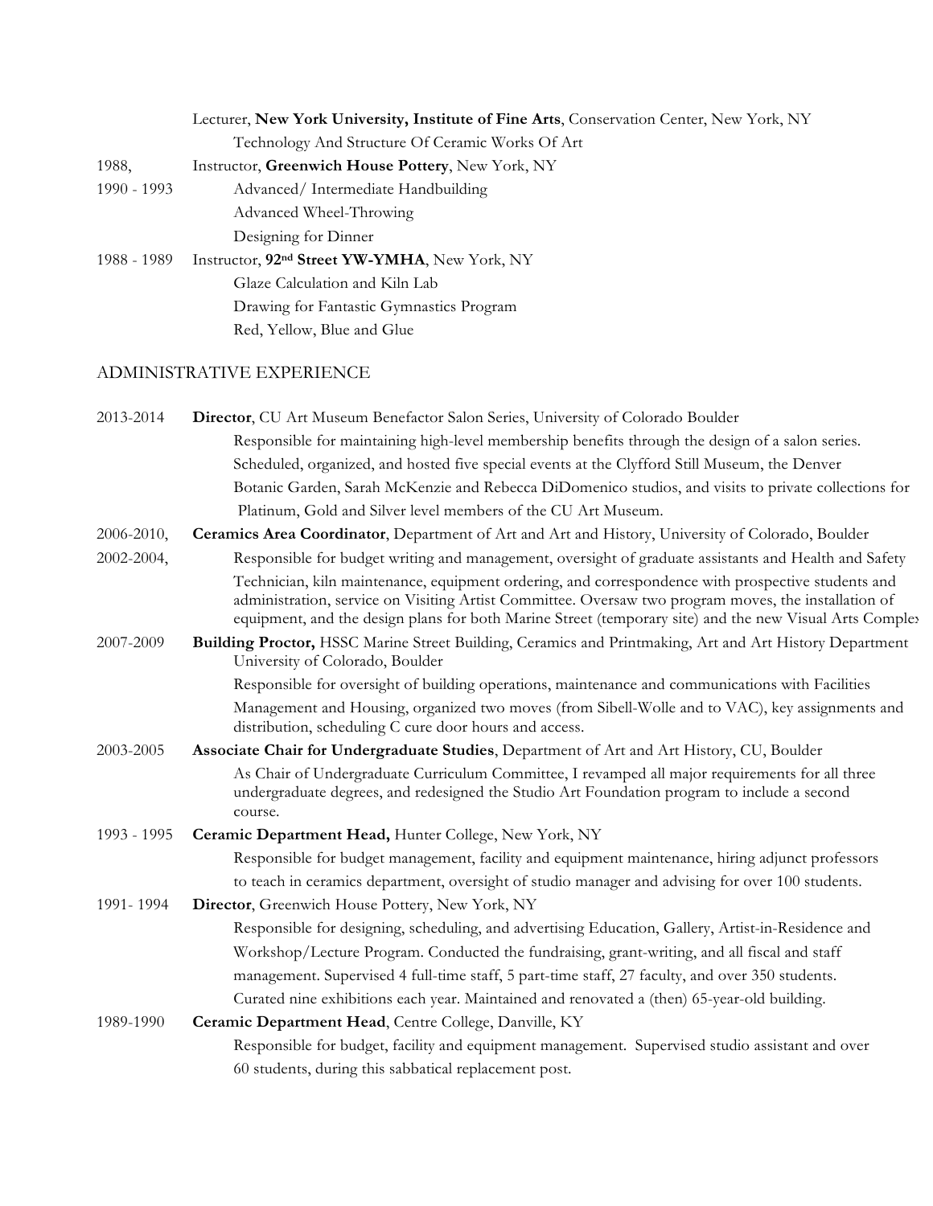Lecturer, **New York University, Institute of Fine Arts**, Conservation Center, New York, NY
Technology And Structure Of Ceramic Works Of Art

1988,
1990 - 1993 Instructor, **Greenwich House Pottery**, New York, NY
Advanced/ Intermediate Handbuilding
Advanced Wheel-Throwing
Designing for Dinner

1988 - 1989 Instructor, **92nd Street YW-YMHA**, New York, NY
Glaze Calculation and Kiln Lab
Drawing for Fantastic Gymnastics Program
Red, Yellow, Blue and Glue

## ADMINISTRATIVE EXPERIENCE

2013-2014 **Director**, CU Art Museum Benefactor Salon Series, University of Colorado Boulder
Responsible for maintaining high-level membership benefits through the design of a salon series. Scheduled, organized, and hosted five special events at the Clyfford Still Museum, the Denver Botanic Garden, Sarah McKenzie and Rebecca DiDomenico studios, and visits to private collections for Platinum, Gold and Silver level members of the CU Art Museum.

2006-2010,
2002-2004, **Ceramics Area Coordinator**, Department of Art and Art and History, University of Colorado, Boulder
Responsible for budget writing and management, oversight of graduate assistants and Health and Safety Technician, kiln maintenance, equipment ordering, and correspondence with prospective students and administration, service on Visiting Artist Committee. Oversaw two program moves, the installation of equipment, and the design plans for both Marine Street (temporary site) and the new Visual Arts Complex

2007-2009 **Building Proctor,** HSSC Marine Street Building, Ceramics and Printmaking, Art and Art History Department University of Colorado, Boulder
Responsible for oversight of building operations, maintenance and communications with Facilities Management and Housing, organized two moves (from Sibell-Wolle and to VAC), key assignments and distribution, scheduling C cure door hours and access.

2003-2005 **Associate Chair for Undergraduate Studies**, Department of Art and Art History, CU, Boulder
As Chair of Undergraduate Curriculum Committee, I revamped all major requirements for all three undergraduate degrees, and redesigned the Studio Art Foundation program to include a second course.

1993 - 1995 **Ceramic Department Head,** Hunter College, New York, NY
Responsible for budget management, facility and equipment maintenance, hiring adjunct professors to teach in ceramics department, oversight of studio manager and advising for over 100 students.

1991- 1994 **Director**, Greenwich House Pottery, New York, NY
Responsible for designing, scheduling, and advertising Education, Gallery, Artist-in-Residence and Workshop/Lecture Program. Conducted the fundraising, grant-writing, and all fiscal and staff management. Supervised 4 full-time staff, 5 part-time staff, 27 faculty, and over 350 students. Curated nine exhibitions each year. Maintained and renovated a (then) 65-year-old building.

1989-1990 **Ceramic Department Head**, Centre College, Danville, KY
Responsible for budget, facility and equipment management. Supervised studio assistant and over 60 students, during this sabbatical replacement post.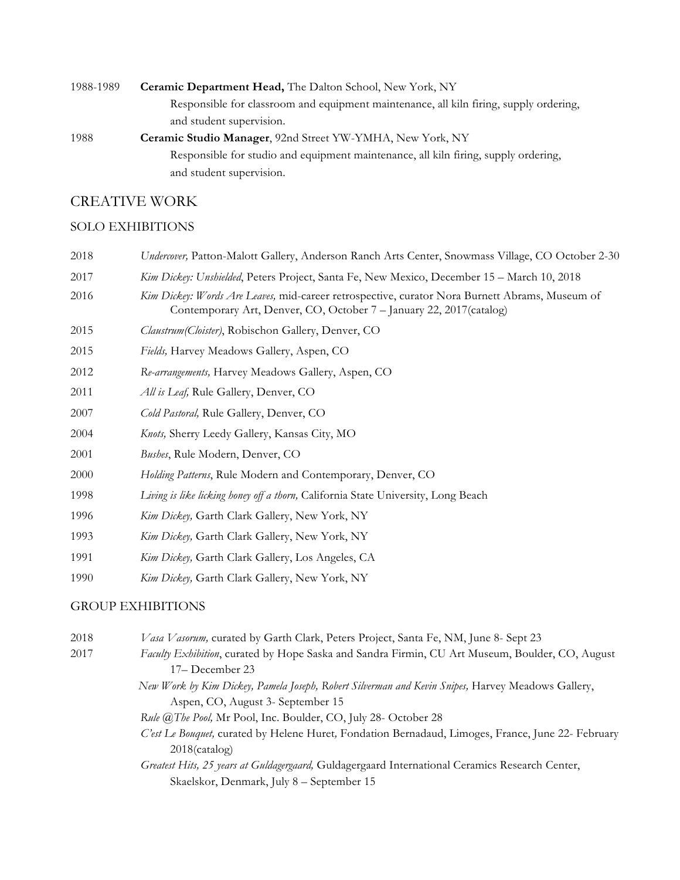1988-1989 **Ceramic Department Head,** The Dalton School, New York, NY
Responsible for classroom and equipment maintenance, all kiln firing, supply ordering, and student supervision.

1988 **Ceramic Studio Manager**, 92nd Street YW-YMHA, New York, NY
Responsible for studio and equipment maintenance, all kiln firing, supply ordering, and student supervision.

## CREATIVE WORK

### SOLO EXHIBITIONS

2018 *Undercover,* Patton-Malott Gallery, Anderson Ranch Arts Center, Snowmass Village, CO October 2-30

2017 *Kim Dickey: Unshielded*, Peters Project, Santa Fe, New Mexico, December 15 – March 10, 2018

2016 *Kim Dickey: Words Are Leaves,* mid-career retrospective, curator Nora Burnett Abrams, Museum of Contemporary Art, Denver, CO, October 7 – January 22, 2017(catalog)

2015 *Claustrum(Cloister)*, Robischon Gallery, Denver, CO

2015 *Fields,* Harvey Meadows Gallery, Aspen, CO

2012 *Re-arrangements,* Harvey Meadows Gallery, Aspen, CO

2011 *All is Leaf,* Rule Gallery, Denver, CO

2007 *Cold Pastoral,* Rule Gallery, Denver, CO

2004 *Knots,* Sherry Leedy Gallery, Kansas City, MO

2001 *Bushes*, Rule Modern, Denver, CO

2000 *Holding Patterns*, Rule Modern and Contemporary, Denver, CO

1998 *Living is like licking honey off a thorn,* California State University, Long Beach

1996 *Kim Dickey,* Garth Clark Gallery, New York, NY

1993 *Kim Dickey,* Garth Clark Gallery, New York, NY

1991 *Kim Dickey,* Garth Clark Gallery, Los Angeles, CA

1990 *Kim Dickey,* Garth Clark Gallery, New York, NY

### GROUP EXHIBITIONS

2018 *Vasa Vasorum,* curated by Garth Clark, Peters Project, Santa Fe, NM, June 8- Sept 23

2017 *Faculty Exhibition*, curated by Hope Saska and Sandra Firmin, CU Art Museum, Boulder, CO, August 17– December 23

*New Work by Kim Dickey, Pamela Joseph, Robert Silverman and Kevin Snipes,* Harvey Meadows Gallery, Aspen, CO, August 3- September 15

*Rule @The Pool,* Mr Pool, Inc. Boulder, CO, July 28- October 28

*C'est Le Bouquet,* curated by Helene Huret*,* Fondation Bernadaud, Limoges, France, June 22- February 2018(catalog)

*Greatest Hits, 25 years at Guldagergaard,* Guldagergaard International Ceramics Research Center, Skaelskor, Denmark, July 8 – September 15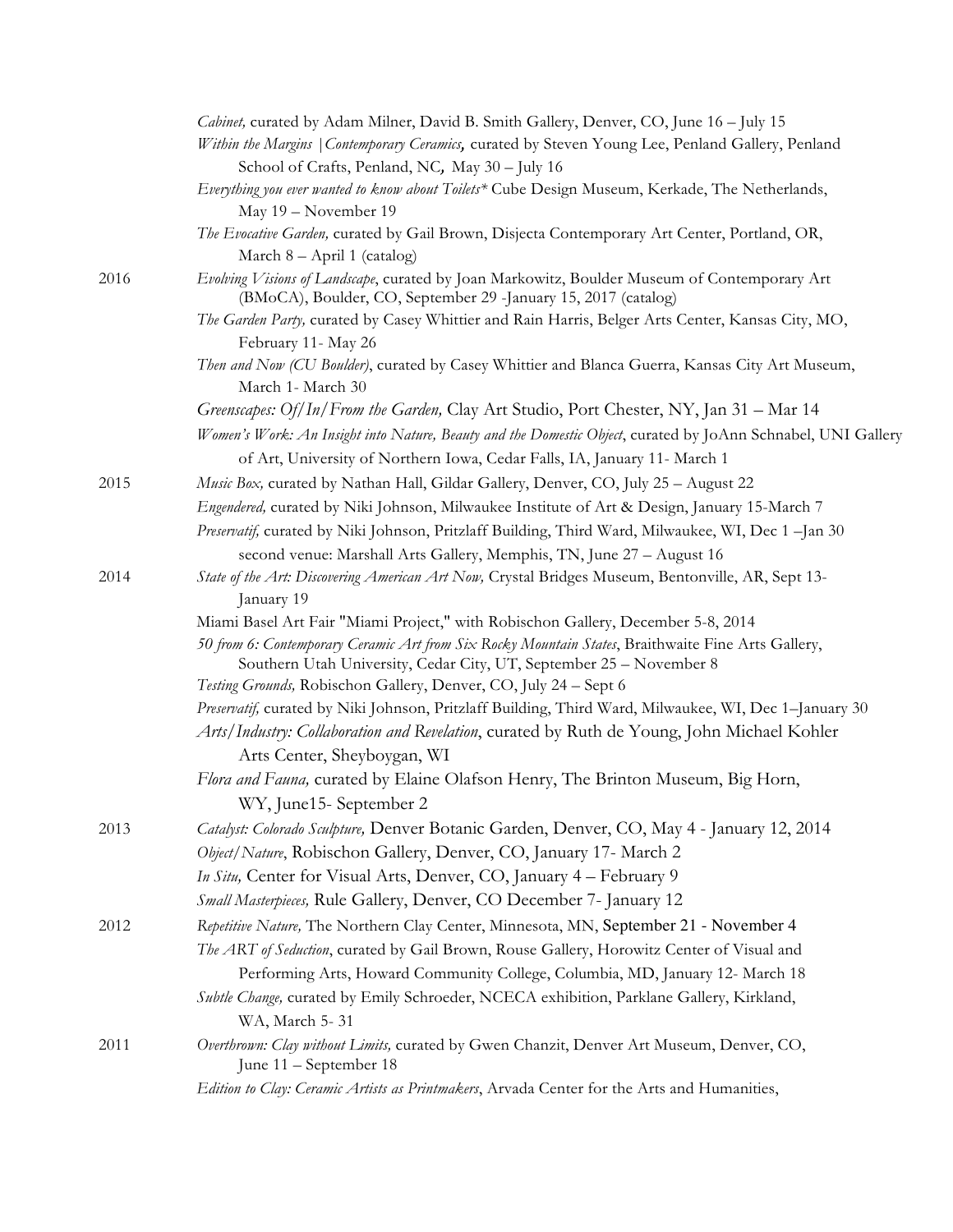*Cabinet,* curated by Adam Milner, David B. Smith Gallery, Denver, CO, June 16 – July 15

*Within the Margins |Contemporary Ceramics,* curated by Steven Young Lee, Penland Gallery, Penland School of Crafts, Penland, NC, May 30 – July 16

*Everything you ever wanted to know about Toilets** Cube Design Museum, Kerkade, The Netherlands, May 19 – November 19

*The Evocative Garden,* curated by Gail Brown, Disjecta Contemporary Art Center, Portland, OR, March 8 – April 1 (catalog)

2016

*Evolving Visions of Landscape*, curated by Joan Markowitz, Boulder Museum of Contemporary Art (BMoCA), Boulder, CO, September 29 -January 15, 2017 (catalog)

*The Garden Party,* curated by Casey Whittier and Rain Harris, Belger Arts Center, Kansas City, MO, February 11- May 26

*Then and Now (CU Boulder)*, curated by Casey Whittier and Blanca Guerra, Kansas City Art Museum, March 1- March 30

*Greenscapes: Of/In/From the Garden,* Clay Art Studio, Port Chester, NY, Jan 31 – Mar 14

*Women's Work: An Insight into Nature, Beauty and the Domestic Object*, curated by JoAnn Schnabel, UNI Gallery of Art, University of Northern Iowa, Cedar Falls, IA, January 11- March 1

2015

*Music Box,* curated by Nathan Hall, Gildar Gallery, Denver, CO, July 25 – August 22

*Engendered,* curated by Niki Johnson, Milwaukee Institute of Art & Design, January 15-March 7

*Preservatif,* curated by Niki Johnson, Pritzlaff Building, Third Ward, Milwaukee, WI, Dec 1 –Jan 30 second venue: Marshall Arts Gallery, Memphis, TN, June 27 – August 16

2014

*State of the Art: Discovering American Art Now,* Crystal Bridges Museum, Bentonville, AR, Sept 13- January 19

Miami Basel Art Fair "Miami Project," with Robischon Gallery, December 5-8, 2014

*50 from 6: Contemporary Ceramic Art from Six Rocky Mountain States*, Braithwaite Fine Arts Gallery, Southern Utah University, Cedar City, UT, September 25 – November 8

*Testing Grounds,* Robischon Gallery, Denver, CO, July 24 – Sept 6

*Preservatif,* curated by Niki Johnson, Pritzlaff Building, Third Ward, Milwaukee, WI, Dec 1–January 30

*Arts/Industry: Collaboration and Revelation*, curated by Ruth de Young, John Michael Kohler Arts Center, Sheyboygan, WI

*Flora and Fauna,* curated by Elaine Olafson Henry, The Brinton Museum, Big Horn, WY, June15- September 2

2013

*Catalyst: Colorado Sculpture,* Denver Botanic Garden, Denver, CO, May 4 - January 12, 2014

*Object/Nature*, Robischon Gallery, Denver, CO, January 17- March 2

*In Situ,* Center for Visual Arts, Denver, CO, January 4 – February 9

*Small Masterpieces,* Rule Gallery, Denver, CO December 7- January 12

2012

*Repetitive Nature,* The Northern Clay Center, Minnesota, MN, September 21 - November 4

*The ART of Seduction*, curated by Gail Brown, Rouse Gallery, Horowitz Center of Visual and Performing Arts, Howard Community College, Columbia, MD, January 12- March 18

*Subtle Change,* curated by Emily Schroeder, NCECA exhibition, Parklane Gallery, Kirkland, WA, March 5- 31

2011

*Overthrown: Clay without Limits,* curated by Gwen Chanzit, Denver Art Museum, Denver, CO, June 11 – September 18

*Edition to Clay: Ceramic Artists as Printmakers*, Arvada Center for the Arts and Humanities,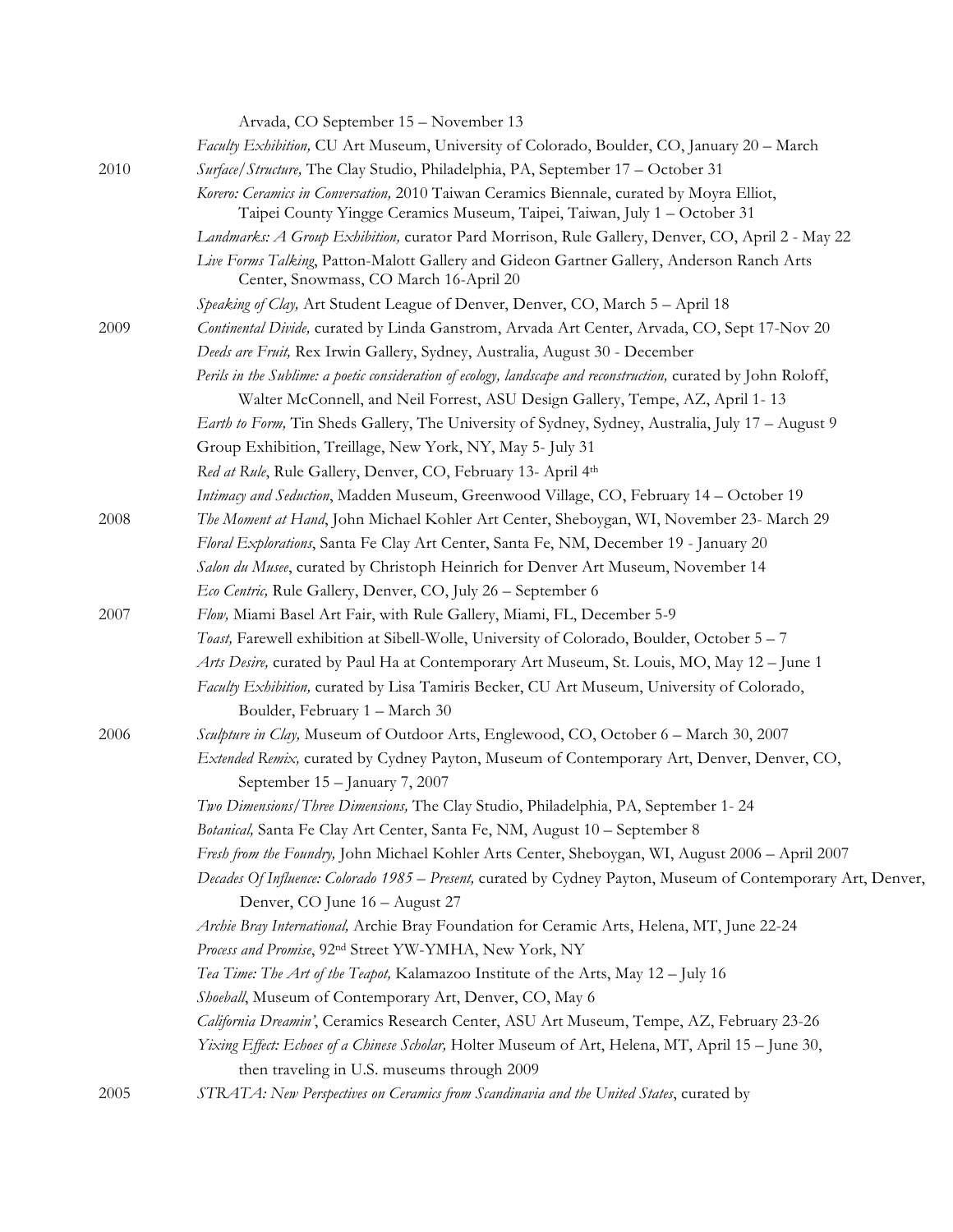Arvada, CO September 15 – November 13

*Faculty Exhibition,* CU Art Museum, University of Colorado, Boulder, CO, January 20 – March

2010 *Surface/Structure,* The Clay Studio, Philadelphia, PA, September 17 – October 31

*Korero: Ceramics in Conversation,* 2010 Taiwan Ceramics Biennale, curated by Moyra Elliot, Taipei County Yingge Ceramics Museum, Taipei, Taiwan, July 1 – October 31

*Landmarks: A Group Exhibition,* curator Pard Morrison, Rule Gallery, Denver, CO, April 2 - May 22

*Live Forms Talking*, Patton-Malott Gallery and Gideon Gartner Gallery, Anderson Ranch Arts Center, Snowmass, CO March 16-April 20

*Speaking of Clay,* Art Student League of Denver, Denver, CO, March 5 – April 18

2009 *Continental Divide,* curated by Linda Ganstrom, Arvada Art Center, Arvada, CO, Sept 17-Nov 20

*Deeds are Fruit,* Rex Irwin Gallery, Sydney, Australia, August 30 - December

*Perils in the Sublime: a poetic consideration of ecology, landscape and reconstruction,* curated by John Roloff, Walter McConnell, and Neil Forrest, ASU Design Gallery, Tempe, AZ, April 1- 13

*Earth to Form,* Tin Sheds Gallery, The University of Sydney, Sydney, Australia, July 17 – August 9

Group Exhibition, Treillage, New York, NY, May 5- July 31

*Red at Rule*, Rule Gallery, Denver, CO, February 13- April 4th

*Intimacy and Seduction*, Madden Museum, Greenwood Village, CO, February 14 – October 19

2008 *The Moment at Hand*, John Michael Kohler Art Center, Sheboygan, WI, November 23- March 29

*Floral Explorations*, Santa Fe Clay Art Center, Santa Fe, NM, December 19 - January 20

*Salon du Musee*, curated by Christoph Heinrich for Denver Art Museum, November 14

*Eco Centric,* Rule Gallery, Denver, CO, July 26 – September 6

2007 *Flow,* Miami Basel Art Fair, with Rule Gallery, Miami, FL, December 5-9

*Toast,* Farewell exhibition at Sibell-Wolle, University of Colorado, Boulder, October 5 – 7

*Arts Desire,* curated by Paul Ha at Contemporary Art Museum, St. Louis, MO, May 12 – June 1

*Faculty Exhibition,* curated by Lisa Tamiris Becker, CU Art Museum, University of Colorado, Boulder, February 1 – March 30

2006 *Sculpture in Clay,* Museum of Outdoor Arts, Englewood, CO, October 6 – March 30, 2007

*Extended Remix,* curated by Cydney Payton, Museum of Contemporary Art, Denver, Denver, CO, September 15 – January 7, 2007

*Two Dimensions/Three Dimensions,* The Clay Studio, Philadelphia, PA, September 1- 24

*Botanical,* Santa Fe Clay Art Center, Santa Fe, NM, August 10 – September 8

*Fresh from the Foundry,* John Michael Kohler Arts Center, Sheboygan, WI, August 2006 – April 2007

*Decades Of Influence: Colorado 1985 – Present,* curated by Cydney Payton, Museum of Contemporary Art, Denver, Denver, CO June 16 – August 27

*Archie Bray International,* Archie Bray Foundation for Ceramic Arts, Helena, MT, June 22-24

*Process and Promise*, 92nd Street YW-YMHA, New York, NY

*Tea Time: The Art of the Teapot,* Kalamazoo Institute of the Arts, May 12 – July 16

*Shoeball*, Museum of Contemporary Art, Denver, CO, May 6

*California Dreamin'*, Ceramics Research Center, ASU Art Museum, Tempe, AZ, February 23-26

*Yixing Effect: Echoes of a Chinese Scholar,* Holter Museum of Art, Helena, MT, April 15 – June 30, then traveling in U.S. museums through 2009

2005 *STRATA: New Perspectives on Ceramics from Scandinavia and the United States*, curated by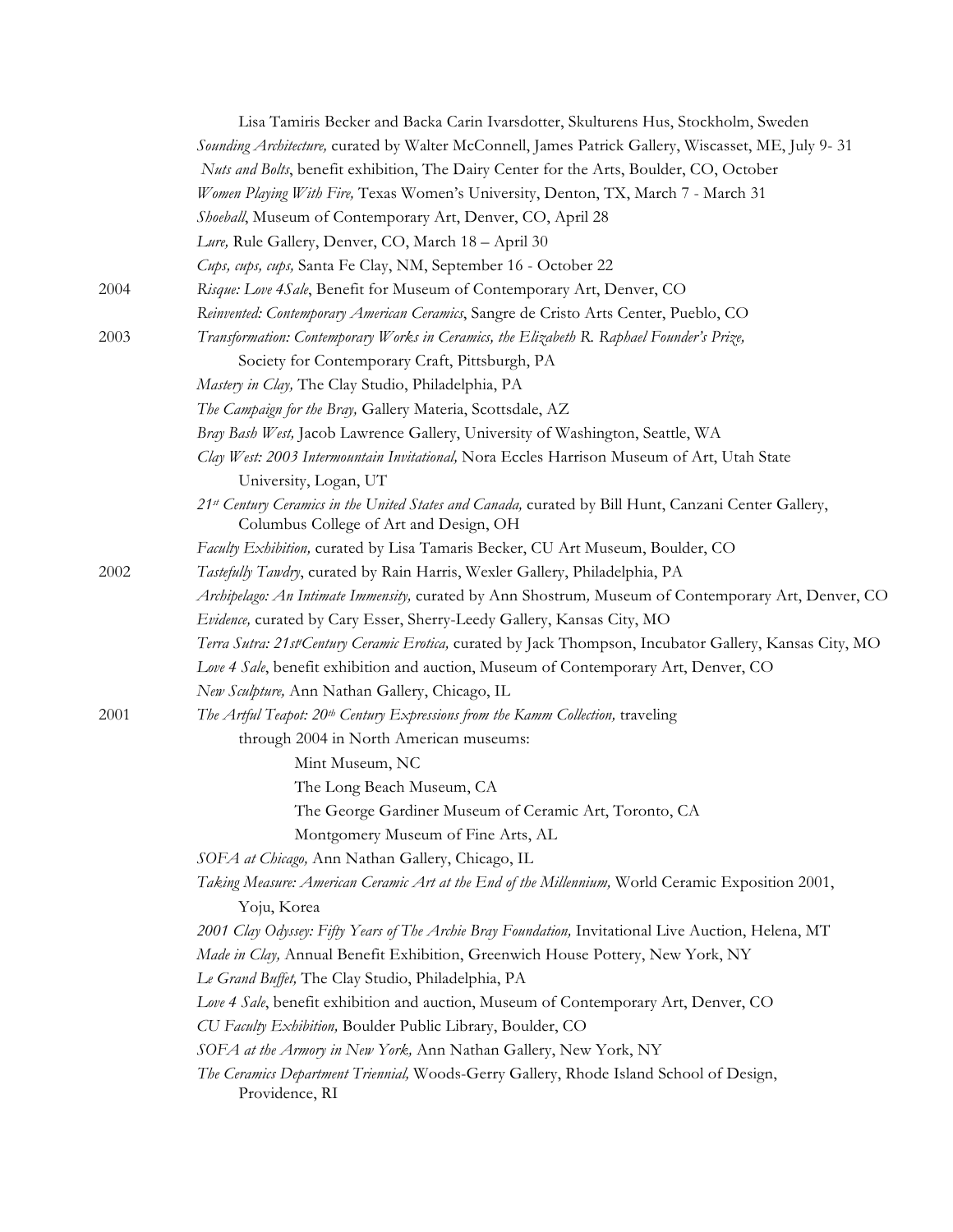Lisa Tamiris Becker and Backa Carin Ivarsdotter, Skulturens Hus, Stockholm, Sweden

*Sounding Architecture,* curated by Walter McConnell, James Patrick Gallery, Wiscasset, ME, July 9- 31

*Nuts and Bolts*, benefit exhibition, The Dairy Center for the Arts, Boulder, CO, October

*Women Playing With Fire,* Texas Women's University, Denton, TX, March 7 - March 31

*Shoeball*, Museum of Contemporary Art, Denver, CO, April 28

*Lure,* Rule Gallery, Denver, CO, March 18 – April 30

*Cups, cups, cups,* Santa Fe Clay, NM, September 16 - October 22

**2004**

*Risque: Love 4Sale*, Benefit for Museum of Contemporary Art, Denver, CO

*Reinvented: Contemporary American Ceramics*, Sangre de Cristo Arts Center, Pueblo, CO

**2003**

*Transformation: Contemporary Works in Ceramics, the Elizabeth R. Raphael Founder's Prize,* Society for Contemporary Craft, Pittsburgh, PA

*Mastery in Clay,* The Clay Studio, Philadelphia, PA

*The Campaign for the Bray,* Gallery Materia, Scottsdale, AZ

*Bray Bash West,* Jacob Lawrence Gallery, University of Washington, Seattle, WA

*Clay West: 2003 Intermountain Invitational,* Nora Eccles Harrison Museum of Art, Utah State University, Logan, UT

*21st Century Ceramics in the United States and Canada,* curated by Bill Hunt, Canzani Center Gallery, Columbus College of Art and Design, OH

*Faculty Exhibition,* curated by Lisa Tamaris Becker, CU Art Museum, Boulder, CO

**2002**

*Tastefully Tawdry*, curated by Rain Harris, Wexler Gallery, Philadelphia, PA

*Archipelago: An Intimate Immensity,* curated by Ann Shostrum, Museum of Contemporary Art, Denver, CO

*Evidence,* curated by Cary Esser, Sherry-Leedy Gallery, Kansas City, MO

*Terra Sutra: 21st Century Ceramic Erotica,* curated by Jack Thompson, Incubator Gallery, Kansas City, MO

*Love 4 Sale*, benefit exhibition and auction, Museum of Contemporary Art, Denver, CO

*New Sculpture,* Ann Nathan Gallery, Chicago, IL

**2001**

*The Artful Teapot: 20th Century Expressions from the Kamm Collection,* traveling through 2004 in North American museums:

- Mint Museum, NC
- The Long Beach Museum, CA
- The George Gardiner Museum of Ceramic Art, Toronto, CA
- Montgomery Museum of Fine Arts, AL

*SOFA at Chicago,* Ann Nathan Gallery, Chicago, IL

*Taking Measure: American Ceramic Art at the End of the Millennium,* World Ceramic Exposition 2001, Yoju, Korea

*2001 Clay Odyssey: Fifty Years of The Archie Bray Foundation,* Invitational Live Auction, Helena, MT

*Made in Clay,* Annual Benefit Exhibition, Greenwich House Pottery, New York, NY

*Le Grand Buffet,* The Clay Studio, Philadelphia, PA

*Love 4 Sale*, benefit exhibition and auction, Museum of Contemporary Art, Denver, CO

*CU Faculty Exhibition,* Boulder Public Library, Boulder, CO

*SOFA at the Armory in New York,* Ann Nathan Gallery, New York, NY

*The Ceramics Department Triennial,* Woods-Gerry Gallery, Rhode Island School of Design, Providence, RI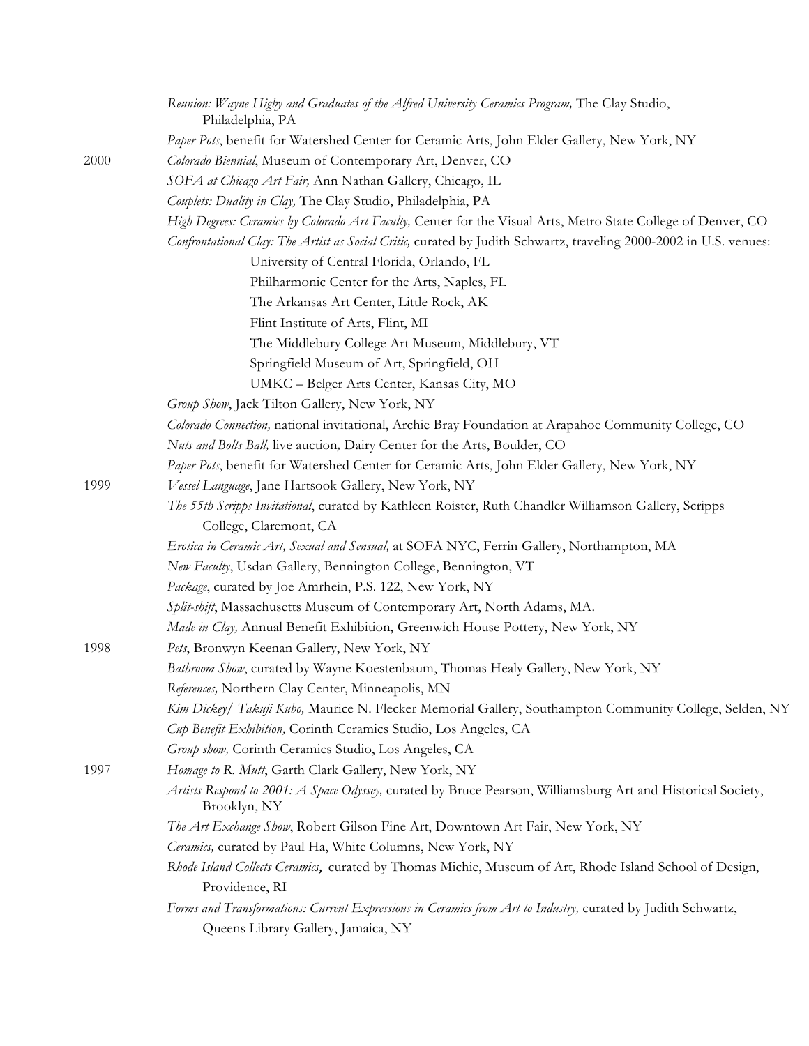*Reunion: Wayne Higby and Graduates of the Alfred University Ceramics Program,* The Clay Studio, Philadelphia, PA

*Paper Pots*, benefit for Watershed Center for Ceramic Arts, John Elder Gallery, New York, NY

2000

*Colorado Biennial*, Museum of Contemporary Art, Denver, CO

*SOFA at Chicago Art Fair,* Ann Nathan Gallery, Chicago, IL

*Couplets: Duality in Clay,* The Clay Studio, Philadelphia, PA

*High Degrees: Ceramics by Colorado Art Faculty,* Center for the Visual Arts, Metro State College of Denver, CO

*Confrontational Clay: The Artist as Social Critic,* curated by Judith Schwartz, traveling 2000-2002 in U.S. venues:

- University of Central Florida, Orlando, FL
- Philharmonic Center for the Arts, Naples, FL
- The Arkansas Art Center, Little Rock, AK
- Flint Institute of Arts, Flint, MI
- The Middlebury College Art Museum, Middlebury, VT
- Springfield Museum of Art, Springfield, OH
- UMKC – Belger Arts Center, Kansas City, MO

*Group Show*, Jack Tilton Gallery, New York, NY

*Colorado Connection,* national invitational, Archie Bray Foundation at Arapahoe Community College, CO

*Nuts and Bolts Ball,* live auction*,* Dairy Center for the Arts, Boulder, CO

*Paper Pots*, benefit for Watershed Center for Ceramic Arts, John Elder Gallery, New York, NY

1999

*Vessel Language*, Jane Hartsook Gallery, New York, NY

*The 55th Scripps Invitational*, curated by Kathleen Roister, Ruth Chandler Williamson Gallery, Scripps College, Claremont, CA

*Erotica in Ceramic Art, Sexual and Sensual,* at SOFA NYC, Ferrin Gallery, Northampton, MA

*New Faculty*, Usdan Gallery, Bennington College, Bennington, VT

*Package*, curated by Joe Amrhein, P.S. 122, New York, NY

*Split-shift*, Massachusetts Museum of Contemporary Art, North Adams, MA.

*Made in Clay,* Annual Benefit Exhibition, Greenwich House Pottery, New York, NY

1998

*Pets*, Bronwyn Keenan Gallery, New York, NY

*Bathroom Show*, curated by Wayne Koestenbaum, Thomas Healy Gallery, New York, NY

*References,* Northern Clay Center, Minneapolis, MN

*Kim Dickey/ Takuji Kubo,* Maurice N. Flecker Memorial Gallery, Southampton Community College, Selden, NY

*Cup Benefit Exhibition,* Corinth Ceramics Studio, Los Angeles, CA

*Group show,* Corinth Ceramics Studio, Los Angeles, CA

1997

*Homage to R. Mutt*, Garth Clark Gallery, New York, NY

*Artists Respond to 2001: A Space Odyssey,* curated by Bruce Pearson, Williamsburg Art and Historical Society, Brooklyn, NY

*The Art Exchange Show*, Robert Gilson Fine Art, Downtown Art Fair, New York, NY

*Ceramics,* curated by Paul Ha, White Columns, New York, NY

*Rhode Island Collects Ceramics,* curated by Thomas Michie, Museum of Art, Rhode Island School of Design, Providence, RI

*Forms and Transformations: Current Expressions in Ceramics from Art to Industry,* curated by Judith Schwartz, Queens Library Gallery, Jamaica, NY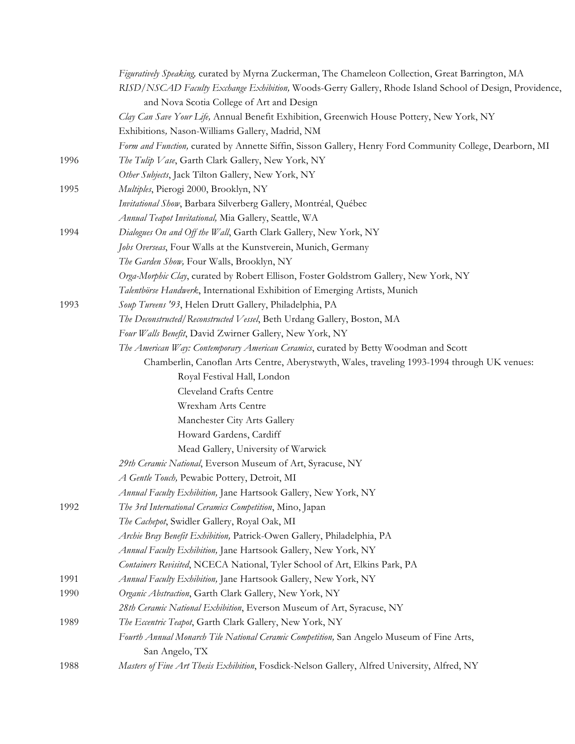*Figuratively Speaking,* curated by Myrna Zuckerman, The Chameleon Collection, Great Barrington, MA
*RISD/NSCAD Faculty Exchange Exhibition,* Woods-Gerry Gallery, Rhode Island School of Design, Providence, and Nova Scotia College of Art and Design
*Clay Can Save Your Life,* Annual Benefit Exhibition, Greenwich House Pottery, New York, NY
Exhibitions, Nason-Williams Gallery, Madrid, NM
*Form and Function,* curated by Annette Siffin, Sisson Gallery, Henry Ford Community College, Dearborn, MI

1996 *The Tulip Vase*, Garth Clark Gallery, New York, NY
*Other Subjects*, Jack Tilton Gallery, New York, NY

1995 *Multiples*, Pierogi 2000, Brooklyn, NY
*Invitational Show*, Barbara Silverberg Gallery, Montréal, Québec
*Annual Teapot Invitational,* Mia Gallery, Seattle, WA

1994 *Dialogues On and Off the Wall*, Garth Clark Gallery, New York, NY
*Jobs Overseas*, Four Walls at the Kunstverein, Munich, Germany
*The Garden Show,* Four Walls, Brooklyn, NY
*Orga-Morphic Clay*, curated by Robert Ellison, Foster Goldstrom Gallery, New York, NY
*Talentbörse Handwerk*, International Exhibition of Emerging Artists, Munich

1993 *Soup Tureens '93*, Helen Drutt Gallery, Philadelphia, PA
*The Deconstructed/Reconstructed Vessel*, Beth Urdang Gallery, Boston, MA
*Four Walls Benefit*, David Zwirner Gallery, New York, NY
*The American Way: Contemporary American Ceramics*, curated by Betty Woodman and Scott Chamberlin, Canoflan Arts Centre, Aberystwyth, Wales, traveling 1993-1994 through UK venues:
- Royal Festival Hall, London
- Cleveland Crafts Centre
- Wrexham Arts Centre
- Manchester City Arts Gallery
- Howard Gardens, Cardiff
- Mead Gallery, University of Warwick

*29th Ceramic National*, Everson Museum of Art, Syracuse, NY
*A Gentle Touch,* Pewabic Pottery, Detroit, MI
*Annual Faculty Exhibition,* Jane Hartsook Gallery, New York, NY

1992 *The 3rd International Ceramics Competition*, Mino, Japan
*The Cachepot*, Swidler Gallery, Royal Oak, MI
*Archie Bray Benefit Exhibition,* Patrick-Owen Gallery, Philadelphia, PA
*Annual Faculty Exhibition,* Jane Hartsook Gallery, New York, NY
*Containers Revisited*, NCECA National, Tyler School of Art, Elkins Park, PA

1991 *Annual Faculty Exhibition,* Jane Hartsook Gallery, New York, NY

1990 *Organic Abstraction*, Garth Clark Gallery, New York, NY
*28th Ceramic National Exhibition*, Everson Museum of Art, Syracuse, NY

1989 *The Eccentric Teapot*, Garth Clark Gallery, New York, NY
*Fourth Annual Monarch Tile National Ceramic Competition,* San Angelo Museum of Fine Arts, San Angelo, TX

1988 *Masters of Fine Art Thesis Exhibition*, Fosdick-Nelson Gallery, Alfred University, Alfred, NY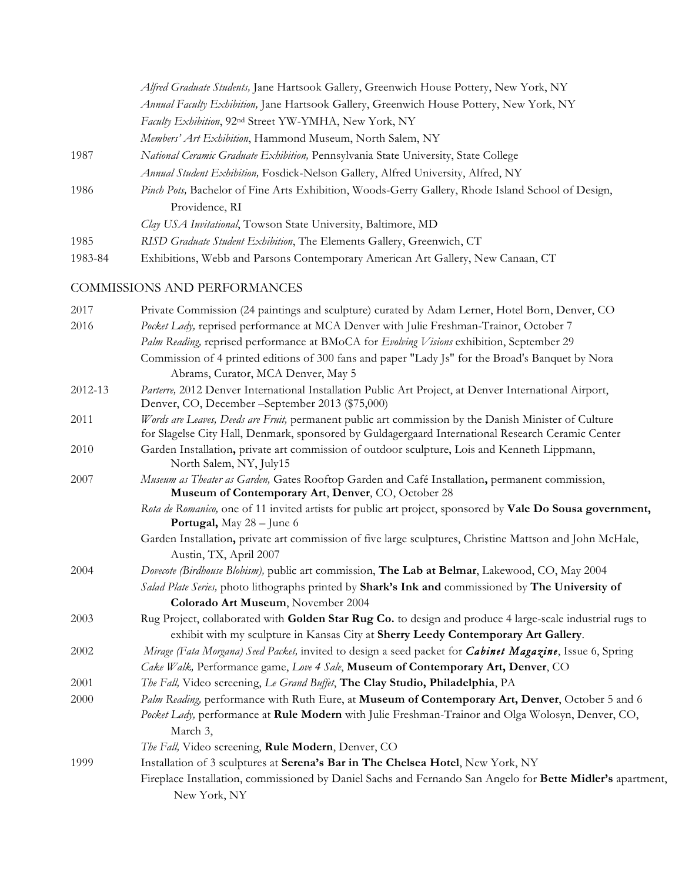| | |
|---|---|
| | *Alfred Graduate Students,* Jane Hartsook Gallery, Greenwich House Pottery, New York, NY |
| | *Annual Faculty Exhibition,* Jane Hartsook Gallery, Greenwich House Pottery, New York, NY |
| | *Faculty Exhibition*, 92nd Street YW-YMHA, New York, NY |
| | *Members' Art Exhibition*, Hammond Museum, North Salem, NY |
| 1987 | *National Ceramic Graduate Exhibition,* Pennsylvania State University, State College |
| | *Annual Student Exhibition,* Fosdick-Nelson Gallery, Alfred University, Alfred, NY |
| 1986 | *Pinch Pots,* Bachelor of Fine Arts Exhibition, Woods-Gerry Gallery, Rhode Island School of Design, Providence, RI |
| | *Clay USA Invitational*, Towson State University, Baltimore, MD |
| 1985 | *RISD Graduate Student Exhibition*, The Elements Gallery, Greenwich, CT |
| 1983-84 | Exhibitions, Webb and Parsons Contemporary American Art Gallery, New Canaan, CT |

## COMMISSIONS AND PERFORMANCES

| | |
|---|---|
| 2017 | Private Commission (24 paintings and sculpture) curated by Adam Lerner, Hotel Born, Denver, CO |
| 2016 | *Pocket Lady,* reprised performance at MCA Denver with Julie Freshman-Trainor, October 7 |
| | *Palm Reading,* reprised performance at BMoCA for *Evolving Visions* exhibition, September 29 |
| | Commission of 4 printed editions of 300 fans and paper "Lady Js" for the Broad's Banquet by Nora Abrams, Curator, MCA Denver, May 5 |
| 2012-13 | *Parterre,* 2012 Denver International Installation Public Art Project, at Denver International Airport, Denver, CO, December –September 2013 ($75,000) |
| 2011 | *Words are Leaves, Deeds are Fruit,* permanent public art commission by the Danish Minister of Culture for Slagelse City Hall, Denmark, sponsored by Guldagergaard International Research Ceramic Center |
| 2010 | Garden Installation**,** private art commission of outdoor sculpture, Lois and Kenneth Lippmann, North Salem, NY, July15 |
| 2007 | *Museum as Theater as Garden,* Gates Rooftop Garden and Café Installation**,** permanent commission, **Museum of Contemporary Art**, **Denver**, CO, October 28 |
| | *Rota de Romanico,* one of 11 invited artists for public art project, sponsored by **Vale Do Sousa government, Portugal,** May 28 – June 6 |
| | Garden Installation**,** private art commission of five large sculptures, Christine Mattson and John McHale, Austin, TX, April 2007 |
| 2004 | *Dovecote (Birdhouse Blobism),* public art commission, **The Lab at Belmar**, Lakewood, CO, May 2004 |
| | *Salad Plate Series,* photo lithographs printed by **Shark's Ink and** commissioned by **The University of Colorado Art Museum**, November 2004 |
| 2003 | Rug Project, collaborated with **Golden Star Rug Co.** to design and produce 4 large-scale industrial rugs to exhibit with my sculpture in Kansas City at **Sherry Leedy Contemporary Art Gallery**. |
| 2002 | *Mirage (Fata Morgana) Seed Packet,* invited to design a seed packet for ***Cabinet Magazine***, Issue 6, Spring |
| | *Cake Walk,* Performance game, *Love 4 Sale*, **Museum of Contemporary Art, Denver**, CO |
| 2001 | *The Fall,* Video screening, *Le Grand Buffet*, **The Clay Studio, Philadelphia**, PA |
| 2000 | *Palm Reading,* performance with Ruth Eure, at **Museum of Contemporary Art, Denver**, October 5 and 6 |
| | *Pocket Lady,* performance at **Rule Modern** with Julie Freshman-Trainor and Olga Wolosyn, Denver, CO, March 3, |
| | *The Fall,* Video screening, **Rule Modern**, Denver, CO |
| 1999 | Installation of 3 sculptures at **Serena's Bar in The Chelsea Hotel**, New York, NY |
| | Fireplace Installation, commissioned by Daniel Sachs and Fernando San Angelo for **Bette Midler's** apartment, New York, NY |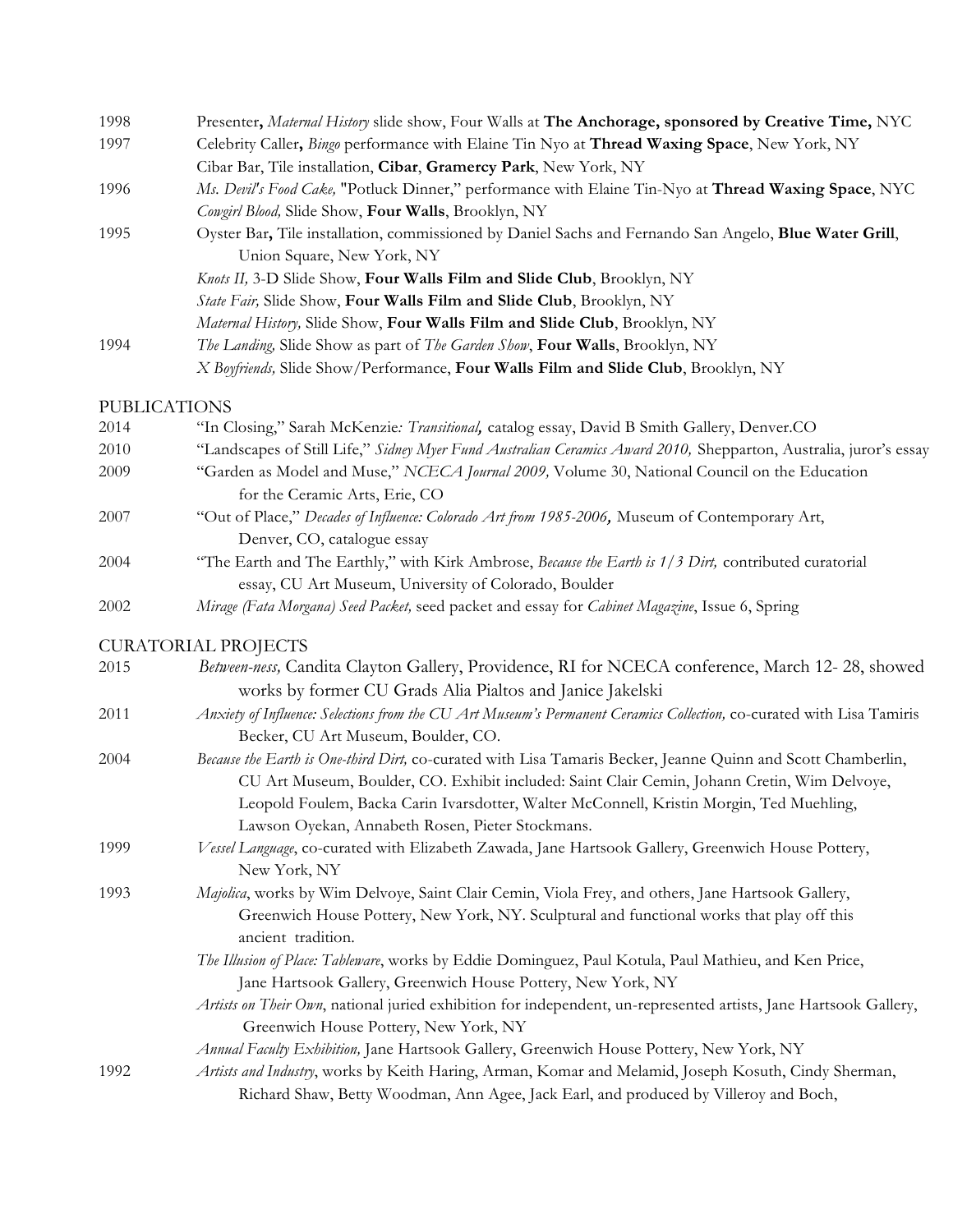1998 Presenter**,** *Maternal History* slide show, Four Walls at **The Anchorage, sponsored by Creative Time,** NYC

1997 Celebrity Caller**,** *Bingo* performance with Elaine Tin Nyo at **Thread Waxing Space**, New York, NY

Cibar Bar, Tile installation, **Cibar**, **Gramercy Park**, New York, NY

1996 *Ms. Devil's Food Cake,* "Potluck Dinner," performance with Elaine Tin-Nyo at **Thread Waxing Space**, NYC

*Cowgirl Blood,* Slide Show, **Four Walls**, Brooklyn, NY

1995 Oyster Bar**,** Tile installation, commissioned by Daniel Sachs and Fernando San Angelo, **Blue Water Grill**, Union Square, New York, NY

*Knots II,* 3-D Slide Show, **Four Walls Film and Slide Club**, Brooklyn, NY

*State Fair,* Slide Show, **Four Walls Film and Slide Club**, Brooklyn, NY

*Maternal History,* Slide Show, **Four Walls Film and Slide Club**, Brooklyn, NY

1994 *The Landing,* Slide Show as part of *The Garden Show*, **Four Walls**, Brooklyn, NY

*X Boyfriends,* Slide Show/Performance, **Four Walls Film and Slide Club**, Brooklyn, NY

## PUBLICATIONS

2014 "In Closing," Sarah McKenzie*: Transitional,* catalog essay, David B Smith Gallery, Denver.CO

2010 "Landscapes of Still Life," *Sidney Myer Fund Australian Ceramics Award 2010,* Shepparton, Australia, juror's essay

2009 "Garden as Model and Muse," *NCECA Journal 2009,* Volume 30, National Council on the Education for the Ceramic Arts, Erie, CO

2007 "Out of Place," *Decades of Influence: Colorado Art from 1985-2006,* Museum of Contemporary Art, Denver, CO, catalogue essay

2004 "The Earth and The Earthly," with Kirk Ambrose, *Because the Earth is 1/3 Dirt,* contributed curatorial essay, CU Art Museum, University of Colorado, Boulder

2002 *Mirage (Fata Morgana) Seed Packet,* seed packet and essay for *Cabinet Magazine*, Issue 6, Spring

## CURATORIAL PROJECTS

2015 *Between-ness,* Candita Clayton Gallery, Providence, RI for NCECA conference, March 12- 28, showed works by former CU Grads Alia Pialtos and Janice Jakelski

2011 *Anxiety of Influence: Selections from the CU Art Museum's Permanent Ceramics Collection,* co-curated with Lisa Tamiris Becker, CU Art Museum, Boulder, CO.

2004 *Because the Earth is One-third Dirt,* co-curated with Lisa Tamares Becker, Jeanne Quinn and Scott Chamberlin, CU Art Museum, Boulder, CO. Exhibit included: Saint Clair Cemin, Johann Cretin, Wim Delvoye, Leopold Foulem, Backa Carin Ivarsdotter, Walter McConnell, Kristin Morgin, Ted Muehling, Lawson Oyekan, Annabeth Rosen, Pieter Stockmans.

1999 *Vessel Language*, co-curated with Elizabeth Zawada, Jane Hartsook Gallery, Greenwich House Pottery, New York, NY

1993 *Majolica*, works by Wim Delvoye, Saint Clair Cemin, Viola Frey, and others, Jane Hartsook Gallery, Greenwich House Pottery, New York, NY. Sculptural and functional works that play off this ancient tradition.

*The Illusion of Place: Tableware*, works by Eddie Dominguez, Paul Kotula, Paul Mathieu, and Ken Price, Jane Hartsook Gallery, Greenwich House Pottery, New York, NY

*Artists on Their Own*, national juried exhibition for independent, un-represented artists, Jane Hartsook Gallery, Greenwich House Pottery, New York, NY

*Annual Faculty Exhibition,* Jane Hartsook Gallery, Greenwich House Pottery, New York, NY

1992 *Artists and Industry*, works by Keith Haring, Arman, Komar and Melamid, Joseph Kosuth, Cindy Sherman, Richard Shaw, Betty Woodman, Ann Agee, Jack Earl, and produced by Villeroy and Boch,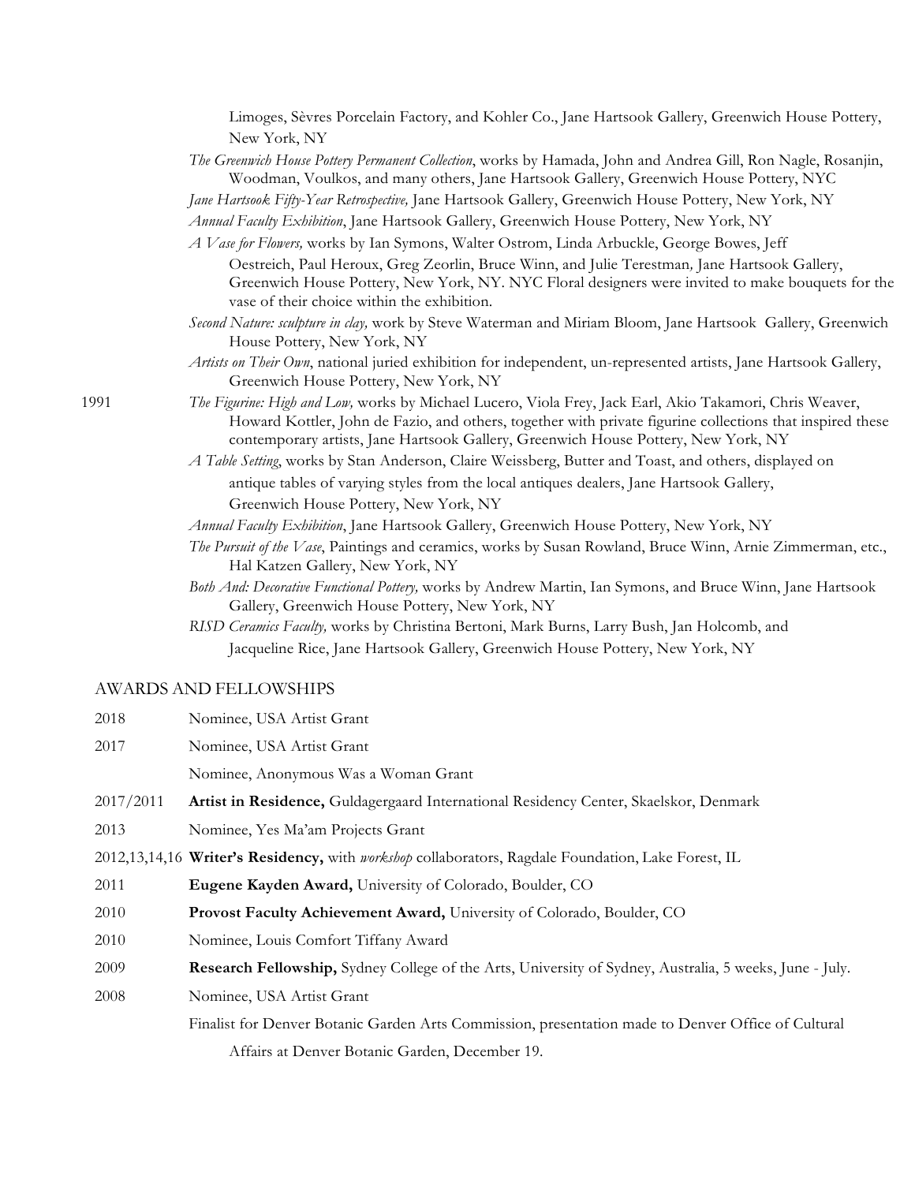Limoges, Sèvres Porcelain Factory, and Kohler Co., Jane Hartsook Gallery, Greenwich House Pottery, New York, NY

*The Greenwich House Pottery Permanent Collection*, works by Hamada, John and Andrea Gill, Ron Nagle, Rosanjin, Woodman, Voulkos, and many others, Jane Hartsook Gallery, Greenwich House Pottery, NYC

*Jane Hartsook Fifty-Year Retrospective,* Jane Hartsook Gallery, Greenwich House Pottery, New York, NY

*Annual Faculty Exhibition*, Jane Hartsook Gallery, Greenwich House Pottery, New York, NY

*A Vase for Flowers,* works by Ian Symons, Walter Ostrom, Linda Arbuckle, George Bowes, Jeff Oestreich, Paul Heroux, Greg Zeorlin, Bruce Winn, and Julie Terestman, Jane Hartsook Gallery, Greenwich House Pottery, New York, NY. NYC Floral designers were invited to make bouquets for the vase of their choice within the exhibition.

*Second Nature: sculpture in clay,* work by Steve Waterman and Miriam Bloom, Jane Hartsook Gallery, Greenwich House Pottery, New York, NY

*Artists on Their Own*, national juried exhibition for independent, un-represented artists, Jane Hartsook Gallery, Greenwich House Pottery, New York, NY

1991 *The Figurine: High and Low,* works by Michael Lucero, Viola Frey, Jack Earl, Akio Takamori, Chris Weaver, Howard Kottler, John de Fazio, and others, together with private figurine collections that inspired these contemporary artists, Jane Hartsook Gallery, Greenwich House Pottery, New York, NY

*A Table Setting*, works by Stan Anderson, Claire Weissberg, Butter and Toast, and others, displayed on antique tables of varying styles from the local antiques dealers, Jane Hartsook Gallery, Greenwich House Pottery, New York, NY

*Annual Faculty Exhibition*, Jane Hartsook Gallery, Greenwich House Pottery, New York, NY

*The Pursuit of the Vase*, Paintings and ceramics, works by Susan Rowland, Bruce Winn, Arnie Zimmerman, etc., Hal Katzen Gallery, New York, NY

*Both And: Decorative Functional Pottery,* works by Andrew Martin, Ian Symons, and Bruce Winn, Jane Hartsook Gallery, Greenwich House Pottery, New York, NY

*RISD Ceramics Faculty,* works by Christina Bertoni, Mark Burns, Larry Bush, Jan Holcomb, and Jacqueline Rice, Jane Hartsook Gallery, Greenwich House Pottery, New York, NY

## AWARDS AND FELLOWSHIPS

2018 Nominee, USA Artist Grant

2017 Nominee, USA Artist Grant

Nominee, Anonymous Was a Woman Grant

2017/2011 **Artist in Residence,** Guldagergaard International Residency Center, Skaelskor, Denmark

2013 Nominee, Yes Ma'am Projects Grant

2012,13,14,16 **Writer's Residency,** with *workshop* collaborators, Ragdale Foundation, Lake Forest, IL

2011 **Eugene Kayden Award,** University of Colorado, Boulder, CO

2010 **Provost Faculty Achievement Award,** University of Colorado, Boulder, CO

2010 Nominee, Louis Comfort Tiffany Award

2009 **Research Fellowship,** Sydney College of the Arts, University of Sydney, Australia, 5 weeks, June - July.

2008 Nominee, USA Artist Grant

Finalist for Denver Botanic Garden Arts Commission, presentation made to Denver Office of Cultural Affairs at Denver Botanic Garden, December 19.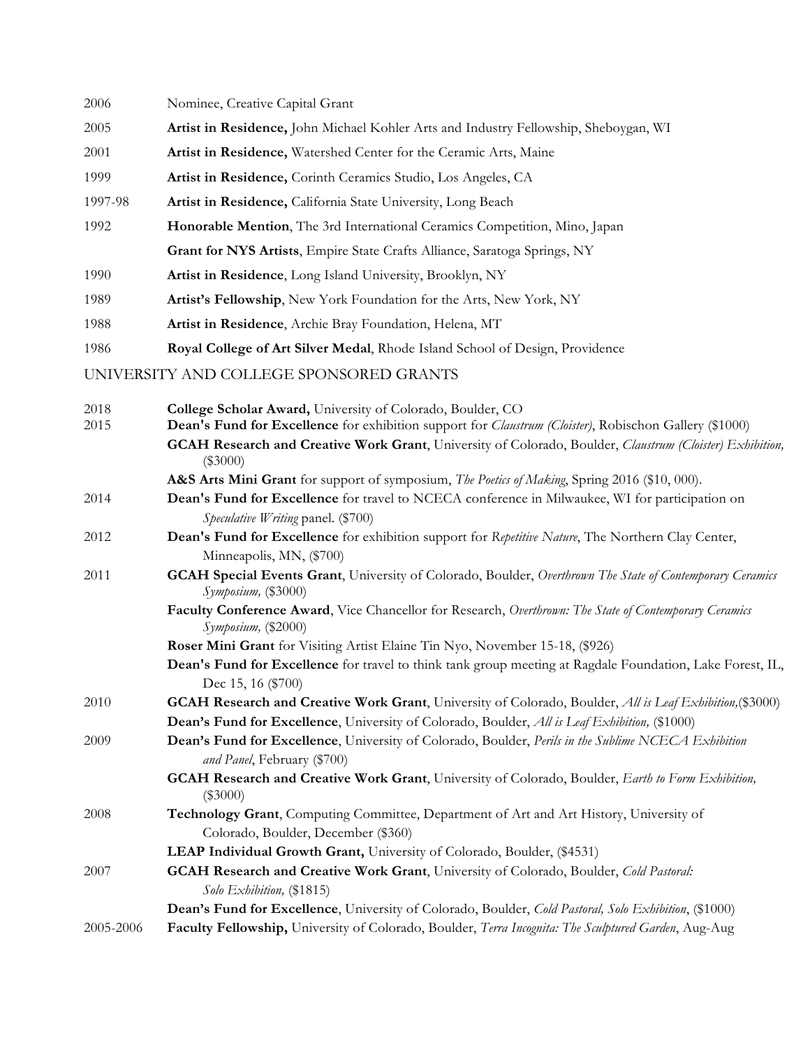2006 Nominee, Creative Capital Grant

2005 **Artist in Residence,** John Michael Kohler Arts and Industry Fellowship, Sheboygan, WI

2001 **Artist in Residence,** Watershed Center for the Ceramic Arts, Maine

1999 **Artist in Residence,** Corinth Ceramics Studio, Los Angeles, CA

1997-98 **Artist in Residence,** California State University, Long Beach

1992 **Honorable Mention**, The 3rd International Ceramics Competition, Mino, Japan

**Grant for NYS Artists**, Empire State Crafts Alliance, Saratoga Springs, NY

1990 **Artist in Residence**, Long Island University, Brooklyn, NY

1989 **Artist's Fellowship**, New York Foundation for the Arts, New York, NY

1988 **Artist in Residence**, Archie Bray Foundation, Helena, MT

1986 **Royal College of Art Silver Medal**, Rhode Island School of Design, Providence

## UNIVERSITY AND COLLEGE SPONSORED GRANTS

2018 **College Scholar Award,** University of Colorado, Boulder, CO

2015 **Dean's Fund for Excellence** for exhibition support for *Claustrum (Cloister)*, Robischon Gallery ($1000)

**GCAH Research and Creative Work Grant**, University of Colorado, Boulder, *Claustrum (Cloister) Exhibition,* ($3000)

**A&S Arts Mini Grant** for support of symposium, *The Poetics of Making*, Spring 2016 ($10, 000).

2014 **Dean's Fund for Excellence** for travel to NCECA conference in Milwaukee, WI for participation on *Speculative Writing* panel. ($700)

2012 **Dean's Fund for Excellence** for exhibition support for *Repetitive Nature*, The Northern Clay Center, Minneapolis, MN, ($700)

2011 **GCAH Special Events Grant**, University of Colorado, Boulder, *Overthrown The State of Contemporary Ceramics Symposium,* ($3000)

**Faculty Conference Award**, Vice Chancellor for Research, *Overthrown: The State of Contemporary Ceramics Symposium,* ($2000)

**Roser Mini Grant** for Visiting Artist Elaine Tin Nyo, November 15-18, ($926)

**Dean's Fund for Excellence** for travel to think tank group meeting at Ragdale Foundation, Lake Forest, IL, Dec 15, 16 ($700)

2010 **GCAH Research and Creative Work Grant**, University of Colorado, Boulder, *All is Leaf Exhibition,*($3000)

**Dean's Fund for Excellence**, University of Colorado, Boulder, *All is Leaf Exhibition,* ($1000)

2009 **Dean's Fund for Excellence**, University of Colorado, Boulder, *Perils in the Sublime NCECA Exhibition and Panel*, February ($700)

**GCAH Research and Creative Work Grant**, University of Colorado, Boulder, *Earth to Form Exhibition,* ($3000)

2008 **Technology Grant**, Computing Committee, Department of Art and Art History, University of Colorado, Boulder, December ($360)

**LEAP Individual Growth Grant,** University of Colorado, Boulder, ($4531)

2007 **GCAH Research and Creative Work Grant**, University of Colorado, Boulder, *Cold Pastoral: Solo Exhibition,* ($1815)

**Dean's Fund for Excellence**, University of Colorado, Boulder, *Cold Pastoral, Solo Exhibition*, ($1000)

2005-2006 **Faculty Fellowship,** University of Colorado, Boulder, *Terra Incognita: The Sculptured Garden*, Aug-Aug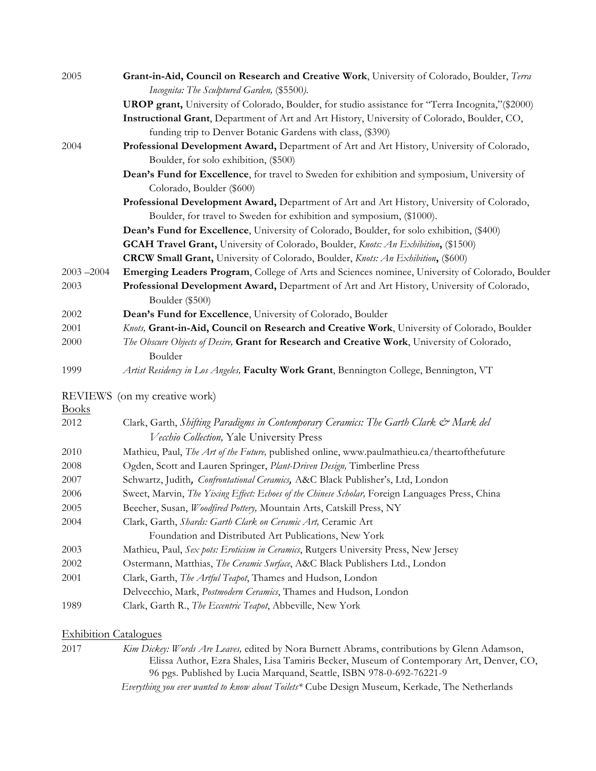2005 **Grant-in-Aid, Council on Research and Creative Work**, University of Colorado, Boulder, *Terra Incognita: The Sculptured Garden,* ($5500*).*

**UROP grant,** University of Colorado, Boulder, for studio assistance for "Terra Incognita,"($2000)

**Instructional Grant**, Department of Art and Art History, University of Colorado, Boulder, CO, funding trip to Denver Botanic Gardens with class, ($390)

2004 **Professional Development Award,** Department of Art and Art History, University of Colorado, Boulder, for solo exhibition, ($500)

**Dean's Fund for Excellence**, for travel to Sweden for exhibition and symposium, University of Colorado, Boulder ($600)

**Professional Development Award,** Department of Art and Art History, University of Colorado, Boulder, for travel to Sweden for exhibition and symposium, ($1000).

**Dean's Fund for Excellence**, University of Colorado, Boulder, for solo exhibition, ($400)

**GCAH Travel Grant,** University of Colorado, Boulder, *Knots: An Exhibition***,** ($1500)

**CRCW Small Grant,** University of Colorado, Boulder, *Knots: An Exhibition***,** ($600)

2003 –2004 **Emerging Leaders Program**, College of Arts and Sciences nominee, University of Colorado, Boulder

2003 **Professional Development Award,** Department of Art and Art History, University of Colorado, Boulder ($500)

2002 **Dean's Fund for Excellence**, University of Colorado, Boulder

2001 *Knots,* **Grant-in-Aid, Council on Research and Creative Work**, University of Colorado, Boulder

2000 *The Obscure Objects of Desire,* **Grant for Research and Creative Work**, University of Colorado, Boulder

1999 *Artist Residency in Los Angeles,* **Faculty Work Grant**, Bennington College, Bennington, VT

## REVIEWS (on my creative work)

### Books

2012 Clark, Garth, *Shifting Paradigms in Contemporary Ceramics: The Garth Clark & Mark del Vecchio Collection,* Yale University Press

2010 Mathieu, Paul, *The Art of the Future,* published online, www.paulmathieu.ca/theartofthefuture

2008 Ogden, Scott and Lauren Springer, *Plant-Driven Design,* Timberline Press

2007 Schwartz, Judith*, Confrontational Ceramics,* A&C Black Publisher's, Ltd, London

2006 Sweet, Marvin, *The Yixing Effect: Echoes of the Chinese Scholar,* Foreign Languages Press, China

2005 Beecher, Susan, *Woodfired Pottery,* Mountain Arts, Catskill Press, NY

2004 Clark, Garth, *Shards: Garth Clark on Ceramic Art,* Ceramic Art Foundation and Distributed Art Publications, New York

2003 Mathieu, Paul, *Sex pots: Eroticism in Ceramics*, Rutgers University Press, New Jersey

2002 Ostermann, Matthias, *The Ceramic Surface*, A&C Black Publishers Ltd., London

2001 Clark, Garth, *The Artful Teapot*, Thames and Hudson, London

Delvecchio, Mark, *Postmodern Ceramics*, Thames and Hudson, London

1989 Clark, Garth R., *The Eccentric Teapot*, Abbeville, New York

### Exhibition Catalogues

2017 *Kim Dickey: Words Are Leaves,* edited by Nora Burnett Abrams, contributions by Glenn Adamson, Elissa Author, Ezra Shales, Lisa Tamiris Becker, Museum of Contemporary Art, Denver, CO, 96 pgs. Published by Lucia Marquand, Seattle, ISBN 978-0-692-76221-9

*Everything you ever wanted to know about Toilets\** Cube Design Museum, Kerkade, The Netherlands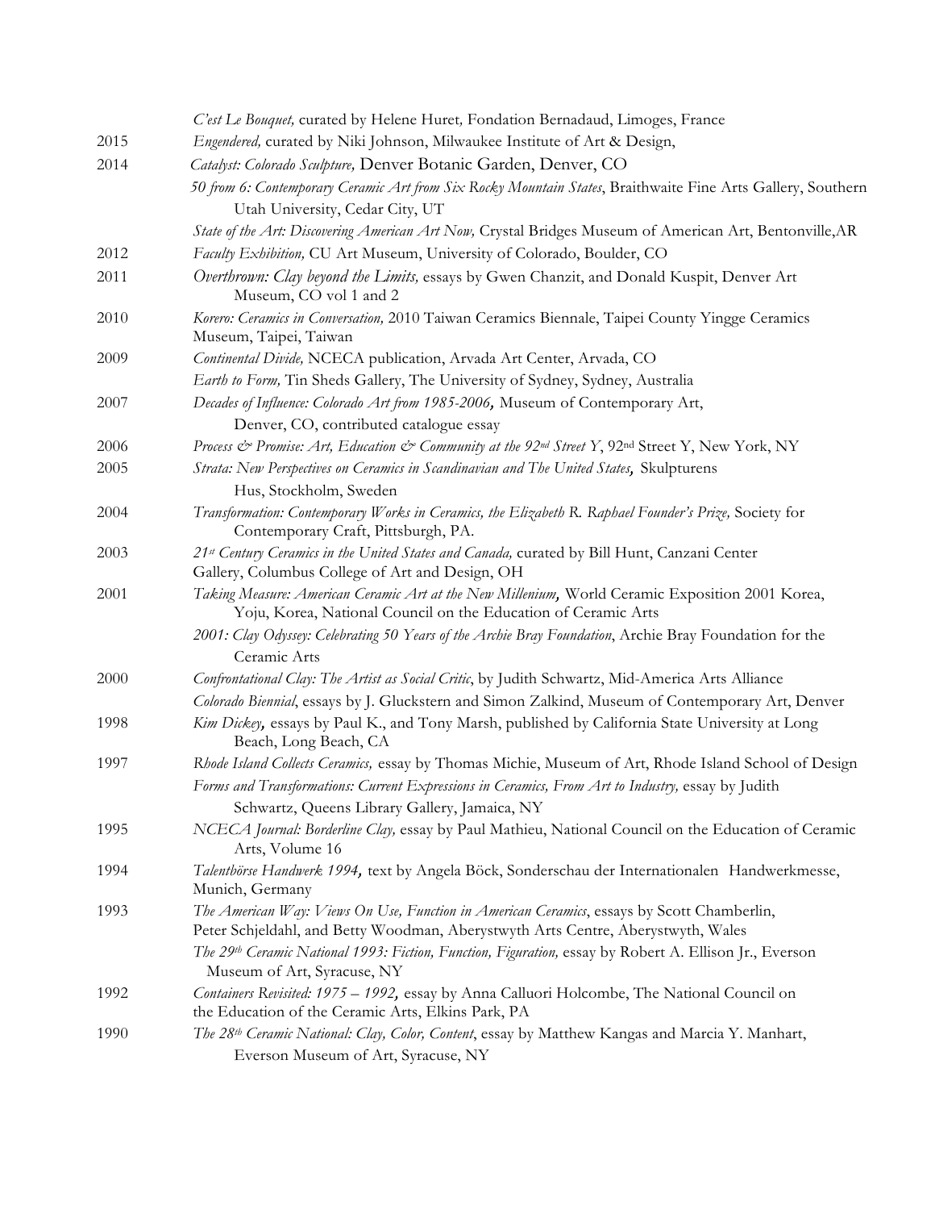| | |
|---|---|
| | *C'est Le Bouquet,* curated by Helene Huret, Fondation Bernadaud, Limoges, France |
| 2015 | *Engendered,* curated by Niki Johnson, Milwaukee Institute of Art & Design, |
| 2014 | *Catalyst: Colorado Sculpture,* Denver Botanic Garden, Denver, CO |
| | *50 from 6: Contemporary Ceramic Art from Six Rocky Mountain States*, Braithwaite Fine Arts Gallery, Southern Utah University, Cedar City, UT |
| | *State of the Art: Discovering American Art Now,* Crystal Bridges Museum of American Art, Bentonville,AR |
| 2012 | *Faculty Exhibition,* CU Art Museum, University of Colorado, Boulder, CO |
| 2011 | *Overthrown: Clay beyond the Limits,* essays by Gwen Chanzit, and Donald Kuspit, Denver Art Museum, CO vol 1 and 2 |
| 2010 | *Korero: Ceramics in Conversation,* 2010 Taiwan Ceramics Biennale, Taipei County Yingge Ceramics Museum, Taipei, Taiwan |
| 2009 | *Continental Divide,* NCECA publication, Arvada Art Center, Arvada, CO |
| | *Earth to Form,* Tin Sheds Gallery, The University of Sydney, Sydney, Australia |
| 2007 | *Decades of Influence: Colorado Art from 1985-2006,* Museum of Contemporary Art, Denver, CO, contributed catalogue essay |
| 2006 | *Process & Promise: Art, Education & Community at the 92nd Street Y*, 92nd Street Y, New York, NY |
| 2005 | *Strata: New Perspectives on Ceramics in Scandinavian and The United States,* Skulpturens Hus, Stockholm, Sweden |
| 2004 | *Transformation: Contemporary Works in Ceramics, the Elizabeth R. Raphael Founder's Prize,* Society for Contemporary Craft, Pittsburgh, PA. |
| 2003 | *21st Century Ceramics in the United States and Canada,* curated by Bill Hunt, Canzani Center Gallery, Columbus College of Art and Design, OH |
| 2001 | *Taking Measure: American Ceramic Art at the New Millenium,* World Ceramic Exposition 2001 Korea, Yoju, Korea, National Council on the Education of Ceramic Arts |
| | *2001: Clay Odyssey: Celebrating 50 Years of the Archie Bray Foundation*, Archie Bray Foundation for the Ceramic Arts |
| 2000 | *Confrontational Clay: The Artist as Social Critic*, by Judith Schwartz, Mid-America Arts Alliance |
| | *Colorado Biennial*, essays by J. Gluckstern and Simon Zalkind, Museum of Contemporary Art, Denver |
| 1998 | *Kim Dickey,* essays by Paul K., and Tony Marsh, published by California State University at Long Beach, Long Beach, CA |
| 1997 | *Rhode Island Collects Ceramics,* essay by Thomas Michie, Museum of Art, Rhode Island School of Design |
| | *Forms and Transformations: Current Expressions in Ceramics, From Art to Industry,* essay by Judith Schwartz, Queens Library Gallery, Jamaica, NY |
| 1995 | *NCECA Journal: Borderline Clay,* essay by Paul Mathieu, National Council on the Education of Ceramic Arts, Volume 16 |
| 1994 | *Talentbörse Handwerk 1994,* text by Angela Böck, Sonderschau der Internationalen Handwerkmesse, Munich, Germany |
| 1993 | *The American Way: Views On Use, Function in American Ceramics*, essays by Scott Chamberlin, Peter Schjeldahl, and Betty Woodman, Aberystwyth Arts Centre, Aberystwyth, Wales |
| | *The 29th Ceramic National 1993: Fiction, Function, Figuration,* essay by Robert A. Ellison Jr., Everson Museum of Art, Syracuse, NY |
| 1992 | *Containers Revisited: 1975 – 1992,* essay by Anna Calluori Holcombe, The National Council on the Education of the Ceramic Arts, Elkins Park, PA |
| 1990 | *The 28th Ceramic National: Clay, Color, Content*, essay by Matthew Kangas and Marcia Y. Manhart, Everson Museum of Art, Syracuse, NY |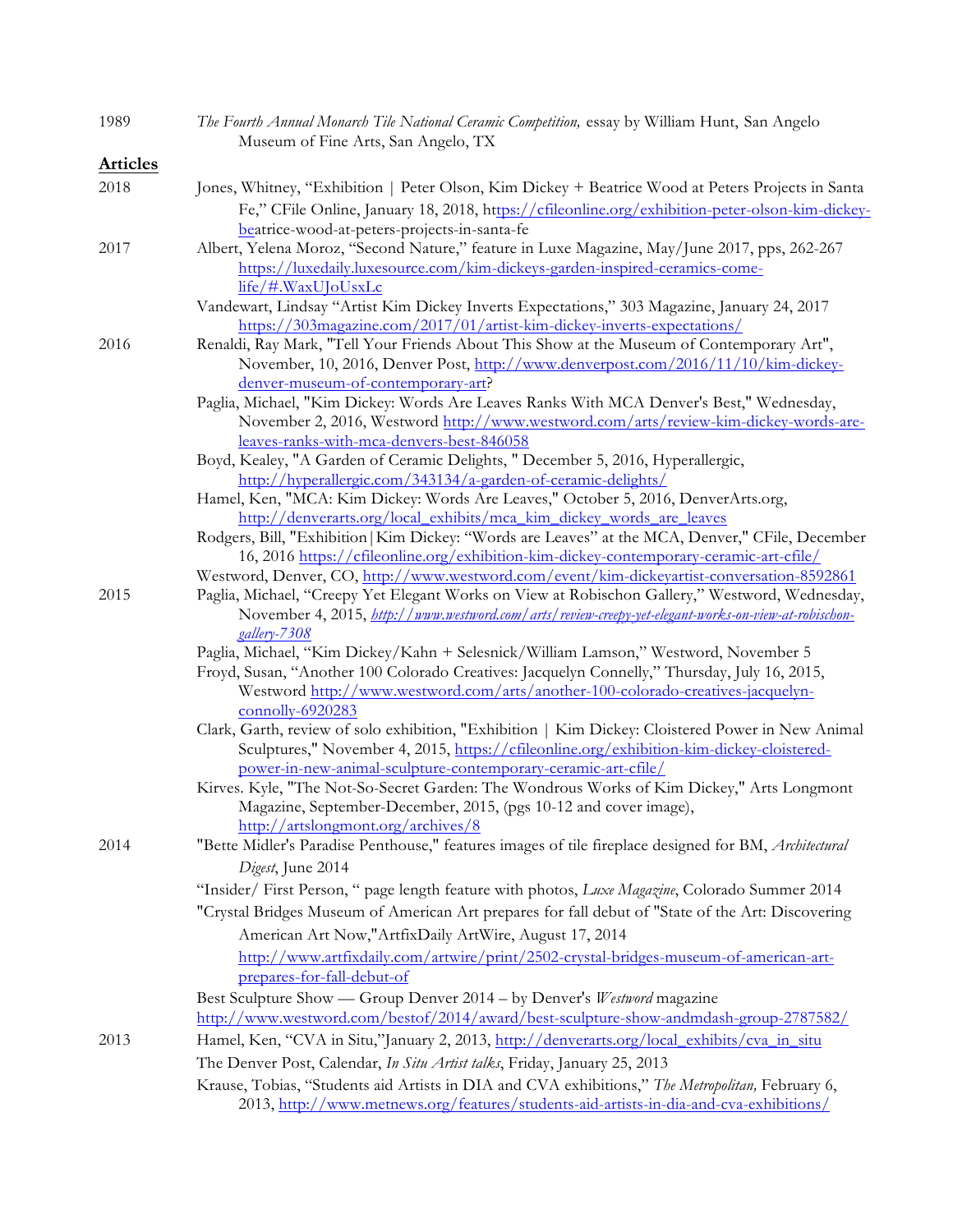1989 *The Fourth Annual Monarch Tile National Ceramic Competition,* essay by William Hunt, San Angelo Museum of Fine Arts, San Angelo, TX

## Articles

**2018**

Jones, Whitney, "Exhibition | Peter Olson, Kim Dickey + Beatrice Wood at Peters Projects in Santa Fe," CFile Online, January 18, 2018, https://cfileonline.org/exhibition-peter-olson-kim-dickey-beatrice-wood-at-peters-projects-in-santa-fe

**2017**

Albert, Yelena Moroz, "Second Nature," feature in Luxe Magazine, May/June 2017, pps, 262-267 https://luxedaily.luxesource.com/kim-dickeys-garden-inspired-ceramics-come-life/#.WaxUJoUsxLc

Vandewart, Lindsay "Artist Kim Dickey Inverts Expectations," 303 Magazine, January 24, 2017 https://303magazine.com/2017/01/artist-kim-dickey-inverts-expectations/

**2016**

Renaldi, Ray Mark, "Tell Your Friends About This Show at the Museum of Contemporary Art", November, 10, 2016, Denver Post, http://www.denverpost.com/2016/11/10/kim-dickey-denver-museum-of-contemporary-art?

Paglia, Michael, "Kim Dickey: Words Are Leaves Ranks With MCA Denver's Best," Wednesday, November 2, 2016, Westword http://www.westword.com/arts/review-kim-dickey-words-are-leaves-ranks-with-mca-denvers-best-846058

Boyd, Kealey, "A Garden of Ceramic Delights, " December 5, 2016, Hyperallergic, http://hyperallergic.com/343134/a-garden-of-ceramic-delights/

Hamel, Ken, "MCA: Kim Dickey: Words Are Leaves," October 5, 2016, DenverArts.org, http://denverarts.org/local_exhibits/mca_kim_dickey_words_are_leaves

Rodgers, Bill, "Exhibition|Kim Dickey: "Words are Leaves" at the MCA, Denver," CFile, December 16, 2016 https://cfileonline.org/exhibition-kim-dickey-contemporary-ceramic-art-cfile/

Westword, Denver, CO, http://www.westword.com/event/kim-dickeyartist-conversation-8592861

**2015**

Paglia, Michael, "Creepy Yet Elegant Works on View at Robischon Gallery," Westword, Wednesday, November 4, 2015, *http://www.westword.com/arts/review-creepy-yet-elegant-works-on-view-at-robischon-gallery-7308*

Paglia, Michael, "Kim Dickey/Kahn + Selesnick/William Lamson," Westword, November 5

Froyd, Susan, "Another 100 Colorado Creatives: Jacquelyn Connelly," Thursday, July 16, 2015, Westword http://www.westword.com/arts/another-100-colorado-creatives-jacquelyn-connolly-6920283

Clark, Garth, review of solo exhibition, "Exhibition | Kim Dickey: Cloistered Power in New Animal Sculptures," November 4, 2015, https://cfileonline.org/exhibition-kim-dickey-cloistered-power-in-new-animal-sculpture-contemporary-ceramic-art-cfile/

Kirves. Kyle, "The Not-So-Secret Garden: The Wondrous Works of Kim Dickey," Arts Longmont Magazine, September-December, 2015, (pgs 10-12 and cover image), http://artslongmont.org/archives/8

**2014**

"Bette Midler's Paradise Penthouse," features images of tile fireplace designed for BM, *Architectural Digest,* June 2014

"Insider/ First Person, " page length feature with photos, *Luxe Magazine*, Colorado Summer 2014

"Crystal Bridges Museum of American Art prepares for fall debut of "State of the Art: Discovering American Art Now,"ArtfixDaily ArtWire, August 17, 2014 http://www.artfixdaily.com/artwire/print/2502-crystal-bridges-museum-of-american-art-prepares-for-fall-debut-of

Best Sculpture Show — Group Denver 2014 – by Denver's *Westword* magazine http://www.westword.com/bestof/2014/award/best-sculpture-show-andmdash-group-2787582/

**2013**

Hamel, Ken, "CVA in Situ,"January 2, 2013, http://denverarts.org/local_exhibits/cva_in_situ

The Denver Post, Calendar, *In Situ Artist talks*, Friday, January 25, 2013

Krause, Tobias, "Students aid Artists in DIA and CVA exhibitions," *The Metropolitan,* February 6, 2013, http://www.metnews.org/features/students-aid-artists-in-dia-and-cva-exhibitions/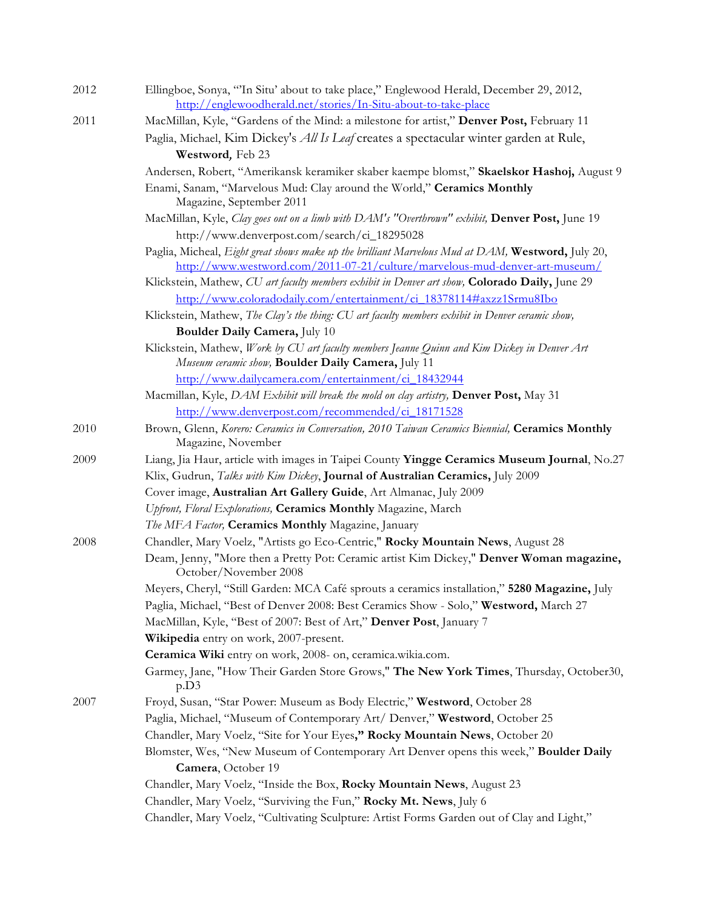2012 Ellingboe, Sonya, "'In Situ' about to take place," Englewood Herald, December 29, 2012, http://englewoodherald.net/stories/In-Situ-about-to-take-place

2011 MacMillan, Kyle, "Gardens of the Mind: a milestone for artist," **Denver Post,** February 11

Paglia, Michael, Kim Dickey's *All Is Leaf* creates a spectacular winter garden at Rule, **Westword,** Feb 23

Andersen, Robert, "Amerikansk keramiker skaber kaempe blomst," **Skaelskor Hashoj,** August 9

Enami, Sanam, "Marvelous Mud: Clay around the World," **Ceramics Monthly** Magazine, September 2011

MacMillan, Kyle, *Clay goes out on a limb with DAM's "Overthrown" exhibit,* **Denver Post,** June 19 http://www.denverpost.com/search/ci_18295028

Paglia, Micheal, *Eight great shows make up the brilliant Marvelous Mud at DAM,* **Westword,** July 20, http://www.westword.com/2011-07-21/culture/marvelous-mud-denver-art-museum/

Klickstein, Mathew, *CU art faculty members exhibit in Denver art show,* **Colorado Daily,** June 29 http://www.coloradodaily.com/entertainment/ci_18378114#axzz1Srmu8Ibo

Klickstein, Mathew, *The Clay's the thing: CU art faculty members exhibit in Denver ceramic show,* **Boulder Daily Camera,** July 10

Klickstein, Mathew, *Work by CU art faculty members Jeanne Quinn and Kim Dickey in Denver Art Museum ceramic show,* **Boulder Daily Camera,** July 11 http://www.dailycamera.com/entertainment/ci_18432944

Macmillan, Kyle, *DAM Exhibit will break the mold on clay artistry,* **Denver Post,** May 31 http://www.denverpost.com/recommended/ci_18171528

2010 Brown, Glenn, *Korero: Ceramics in Conversation, 2010 Taiwan Ceramics Biennial,* **Ceramics Monthly** Magazine, November

2009 Liang, Jia Haur, article with images in Taipei County **Yingge Ceramics Museum Journal**, No.27

Klix, Gudrun, *Talks with Kim Dickey*, **Journal of Australian Ceramics,** July 2009

Cover image, **Australian Art Gallery Guide**, Art Almanac, July 2009

*Upfront, Floral Explorations,* **Ceramics Monthly** Magazine, March

*The MFA Factor,* **Ceramics Monthly** Magazine, January

2008 Chandler, Mary Voelz, "Artists go Eco-Centric," **Rocky Mountain News**, August 28

Deam, Jenny, "More then a Pretty Pot: Ceramic artist Kim Dickey," **Denver Woman magazine,** October/November 2008

Meyers, Cheryl, "Still Garden: MCA Café sprouts a ceramics installation," **5280 Magazine,** July

Paglia, Michael, "Best of Denver 2008: Best Ceramics Show - Solo," **Westword,** March 27

MacMillan, Kyle, "Best of 2007: Best of Art," **Denver Post**, January 7

**Wikipedia** entry on work, 2007-present.

**Ceramica Wiki** entry on work, 2008- on, ceramica.wikia.com.

Garmey, Jane, "How Their Garden Store Grows," **The New York Times**, Thursday, October30, p.D3

2007 Froyd, Susan, "Star Power: Museum as Body Electric," **Westword**, October 28

Paglia, Michael, "Museum of Contemporary Art/ Denver," **Westword**, October 25

Chandler, Mary Voelz, "Site for Your Eyes**," Rocky Mountain News**, October 20

Blomster, Wes, "New Museum of Contemporary Art Denver opens this week," **Boulder Daily Camera**, October 19

Chandler, Mary Voelz, "Inside the Box, **Rocky Mountain News**, August 23

Chandler, Mary Voelz, "Surviving the Fun," **Rocky Mt. News**, July 6

Chandler, Mary Voelz, "Cultivating Sculpture: Artist Forms Garden out of Clay and Light,"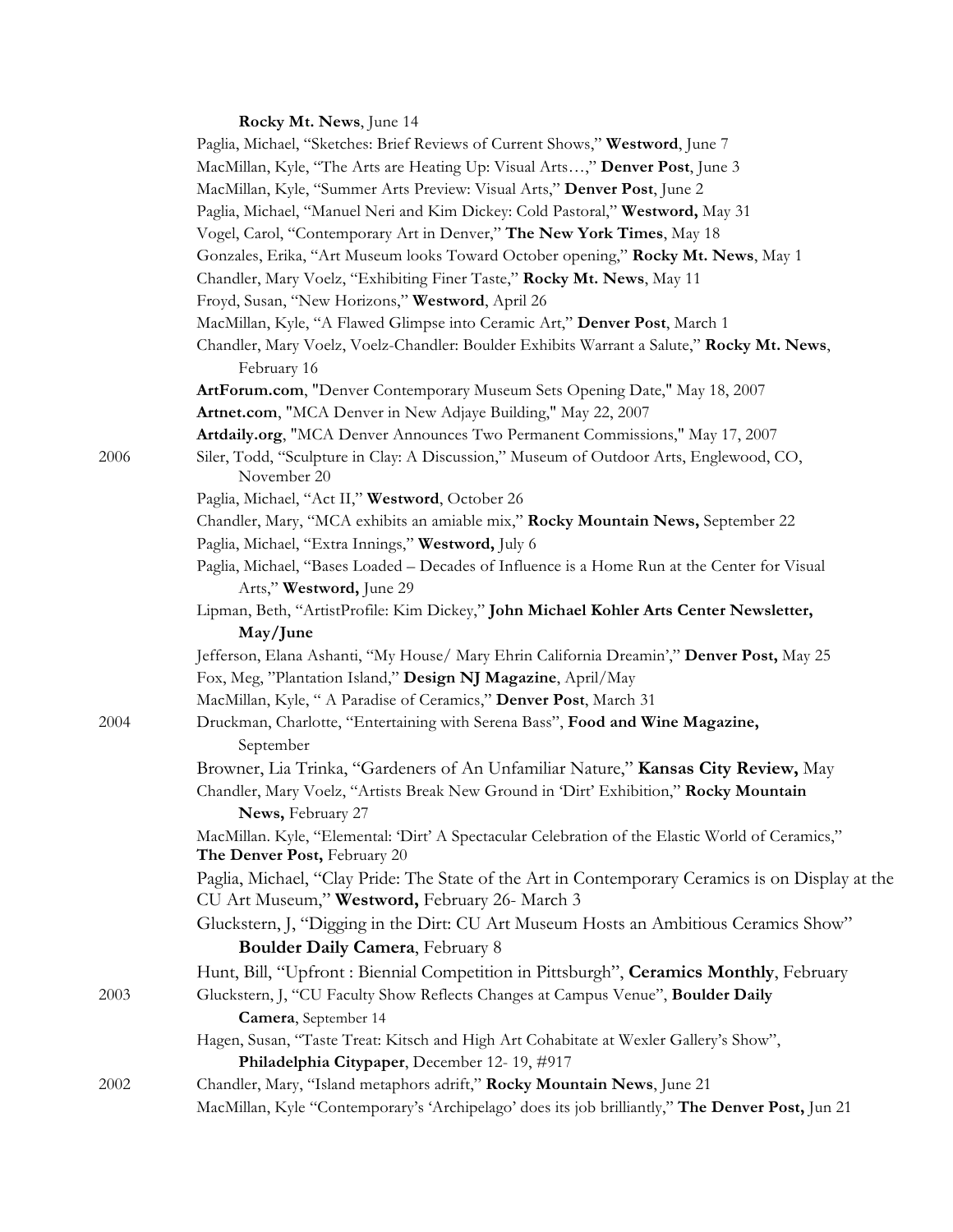**Rocky Mt. News**, June 14

Paglia, Michael, "Sketches: Brief Reviews of Current Shows," **Westword**, June 7

MacMillan, Kyle, "The Arts are Heating Up: Visual Arts…," **Denver Post**, June 3

MacMillan, Kyle, "Summer Arts Preview: Visual Arts," **Denver Post**, June 2

Paglia, Michael, "Manuel Neri and Kim Dickey: Cold Pastoral," **Westword,** May 31

Vogel, Carol, "Contemporary Art in Denver," **The New York Times**, May 18

Gonzales, Erika, "Art Museum looks Toward October opening," **Rocky Mt. News**, May 1

Chandler, Mary Voelz, "Exhibiting Finer Taste," **Rocky Mt. News**, May 11

Froyd, Susan, "New Horizons," **Westword**, April 26

MacMillan, Kyle, "A Flawed Glimpse into Ceramic Art," **Denver Post**, March 1

Chandler, Mary Voelz, Voelz-Chandler: Boulder Exhibits Warrant a Salute," **Rocky Mt. News**, February 16

**ArtForum.com**, "Denver Contemporary Museum Sets Opening Date," May 18, 2007

**Artnet.com**, "MCA Denver in New Adjaye Building," May 22, 2007

**Artdaily.org**, "MCA Denver Announces Two Permanent Commissions," May 17, 2007

2006

Siler, Todd, "Sculpture in Clay: A Discussion," Museum of Outdoor Arts, Englewood, CO, November 20

Paglia, Michael, "Act II," **Westword**, October 26

Chandler, Mary, "MCA exhibits an amiable mix," **Rocky Mountain News,** September 22

Paglia, Michael, "Extra Innings," **Westword,** July 6

Paglia, Michael, "Bases Loaded – Decades of Influence is a Home Run at the Center for Visual Arts," **Westword,** June 29

Lipman, Beth, "ArtistProfile: Kim Dickey," **John Michael Kohler Arts Center Newsletter, May/June**

Jefferson, Elana Ashanti, "My House/ Mary Ehrin California Dreamin'," **Denver Post,** May 25

Fox, Meg, "Plantation Island," **Design NJ Magazine**, April/May

MacMillan, Kyle, " A Paradise of Ceramics," **Denver Post**, March 31

2004

Druckman, Charlotte, "Entertaining with Serena Bass", **Food and Wine Magazine,** September

Browner, Lia Trinka, "Gardeners of An Unfamiliar Nature," **Kansas City Review,** May

Chandler, Mary Voelz, "Artists Break New Ground in 'Dirt' Exhibition," **Rocky Mountain News,** February 27

MacMillan. Kyle, "Elemental: 'Dirt' A Spectacular Celebration of the Elastic World of Ceramics," **The Denver Post,** February 20

Paglia, Michael, "Clay Pride: The State of the Art in Contemporary Ceramics is on Display at the CU Art Museum," **Westword,** February 26- March 3

Gluckstern, J, "Digging in the Dirt: CU Art Museum Hosts an Ambitious Ceramics Show" **Boulder Daily Camera**, February 8

Hunt, Bill, "Upfront : Biennial Competition in Pittsburgh", **Ceramics Monthly**, February

2003

Gluckstern, J, "CU Faculty Show Reflects Changes at Campus Venue", **Boulder Daily Camera**, September 14

Hagen, Susan, "Taste Treat: Kitsch and High Art Cohabitate at Wexler Gallery's Show", **Philadelphia Citypaper**, December 12- 19, #917

2002

Chandler, Mary, "Island metaphors adrift," **Rocky Mountain News**, June 21

MacMillan, Kyle "Contemporary's 'Archipelago' does its job brilliantly," **The Denver Post,** Jun 21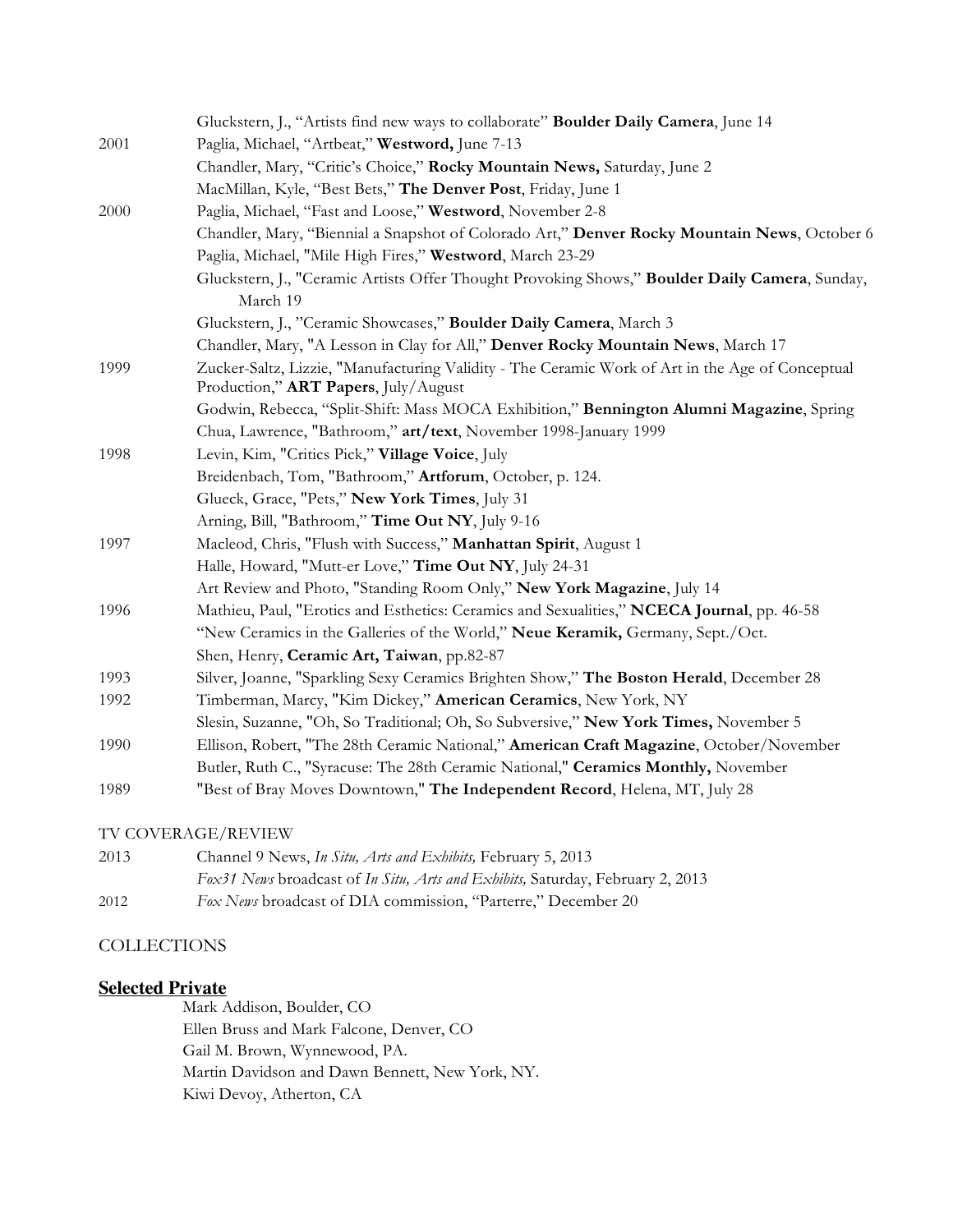| | |
|---|---|
| | Gluckstern, J., "Artists find new ways to collaborate" **Boulder Daily Camera**, June 14 |
| 2001 | Paglia, Michael, "Artbeat," **Westword,** June 7-13 |
| | Chandler, Mary, "Critic's Choice," **Rocky Mountain News,** Saturday, June 2 |
| | MacMillan, Kyle, "Best Bets," **The Denver Post**, Friday, June 1 |
| 2000 | Paglia, Michael, "Fast and Loose," **Westword**, November 2-8 |
| | Chandler, Mary, "Biennial a Snapshot of Colorado Art," **Denver Rocky Mountain News**, October 6 |
| | Paglia, Michael, "Mile High Fires," **Westword**, March 23-29 |
| | Gluckstern, J., "Ceramic Artists Offer Thought Provoking Shows," **Boulder Daily Camera**, Sunday, March 19 |
| | Gluckstern, J., "Ceramic Showcases," **Boulder Daily Camera**, March 3 |
| | Chandler, Mary, "A Lesson in Clay for All," **Denver Rocky Mountain News**, March 17 |
| 1999 | Zucker-Saltz, Lizzie, "Manufacturing Validity - The Ceramic Work of Art in the Age of Conceptual Production," **ART Papers**, July/August |
| | Godwin, Rebecca, "Split-Shift: Mass MOCA Exhibition," **Bennington Alumni Magazine**, Spring |
| | Chua, Lawrence, "Bathroom," **art/text**, November 1998-January 1999 |
| 1998 | Levin, Kim, "Critics Pick," **Village Voice**, July |
| | Breidenbach, Tom, "Bathroom," **Artforum**, October, p. 124. |
| | Glueck, Grace, "Pets," **New York Times**, July 31 |
| | Arning, Bill, "Bathroom," **Time Out NY**, July 9-16 |
| 1997 | Macleod, Chris, "Flush with Success," **Manhattan Spirit**, August 1 |
| | Halle, Howard, "Mutt-er Love," **Time Out NY**, July 24-31 |
| | Art Review and Photo, "Standing Room Only," **New York Magazine**, July 14 |
| 1996 | Mathieu, Paul, "Erotics and Esthetics: Ceramics and Sexualities," **NCECA Journal**, pp. 46-58 |
| | "New Ceramics in the Galleries of the World," **Neue Keramik,** Germany, Sept./Oct. |
| | Shen, Henry, **Ceramic Art, Taiwan**, pp.82-87 |
| 1993 | Silver, Joanne, "Sparkling Sexy Ceramics Brighten Show," **The Boston Herald**, December 28 |
| 1992 | Timberman, Marcy, "Kim Dickey," **American Ceramics**, New York, NY |
| | Slesin, Suzanne, "Oh, So Traditional; Oh, So Subversive," **New York Times,** November 5 |
| 1990 | Ellison, Robert, "The 28th Ceramic National," **American Craft Magazine**, October/November |
| | Butler, Ruth C., "Syracuse: The 28th Ceramic National," **Ceramics Monthly,** November |
| 1989 | "Best of Bray Moves Downtown," **The Independent Record**, Helena, MT, July 28 |

TV COVERAGE/REVIEW

| | |
|---|---|
| 2013 | Channel 9 News, *In Situ, Arts and Exhibits,* February 5, 2013 |
| | *Fox31 News* broadcast of *In Situ, Arts and Exhibits,* Saturday, February 2, 2013 |
| 2012 | *Fox News* broadcast of DIA commission, "Parterre," December 20 |

COLLECTIONS

## **Selected Private**

Mark Addison, Boulder, CO
Ellen Bruss and Mark Falcone, Denver, CO
Gail M. Brown, Wynnewood, PA.
Martin Davidson and Dawn Bennett, New York, NY.
Kiwi Devoy, Atherton, CA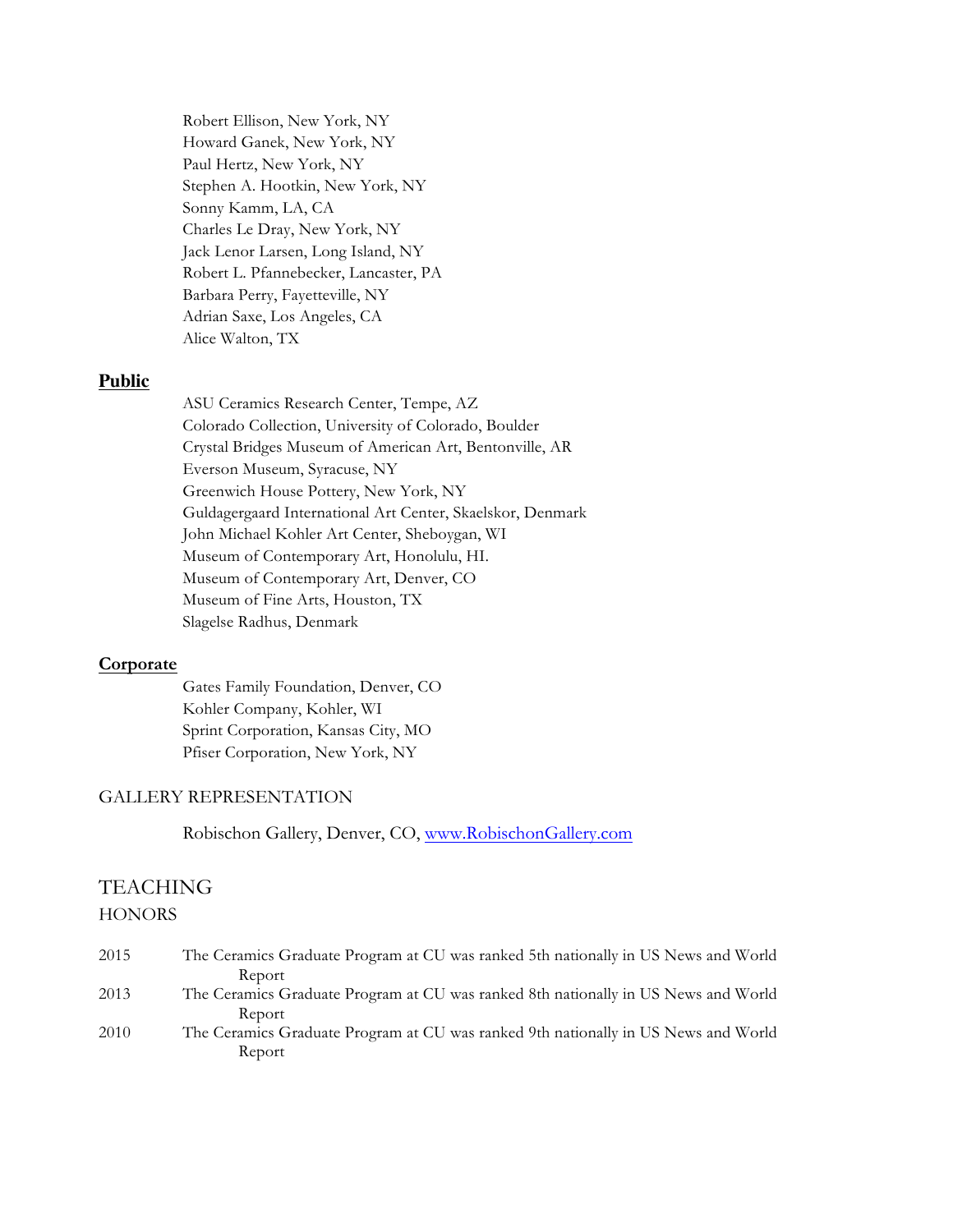Robert Ellison, New York, NY
Howard Ganek, New York, NY
Paul Hertz, New York, NY
Stephen A. Hootkin, New York, NY
Sonny Kamm, LA, CA
Charles Le Dray, New York, NY
Jack Lenor Larsen, Long Island, NY
Robert L. Pfannebecker, Lancaster, PA
Barbara Perry, Fayetteville, NY
Adrian Saxe, Los Angeles, CA
Alice Walton, TX

**Public**

ASU Ceramics Research Center, Tempe, AZ
Colorado Collection, University of Colorado, Boulder
Crystal Bridges Museum of American Art, Bentonville, AR
Everson Museum, Syracuse, NY
Greenwich House Pottery, New York, NY
Guldagergaard International Art Center, Skaelskor, Denmark
John Michael Kohler Art Center, Sheboygan, WI
Museum of Contemporary Art, Honolulu, HI.
Museum of Contemporary Art, Denver, CO
Museum of Fine Arts, Houston, TX
Slagelse Radhus, Denmark

**Corporate**

Gates Family Foundation, Denver, CO
Kohler Company, Kohler, WI
Sprint Corporation, Kansas City, MO
Pfiser Corporation, New York, NY

## GALLERY REPRESENTATION

Robischon Gallery, Denver, CO, [www.RobischonGallery.com](http://www.RobischonGallery.com)

## TEACHING

### HONORS

2015 The Ceramics Graduate Program at CU was ranked 5th nationally in US News and World Report

2013 The Ceramics Graduate Program at CU was ranked 8th nationally in US News and World Report

2010 The Ceramics Graduate Program at CU was ranked 9th nationally in US News and World Report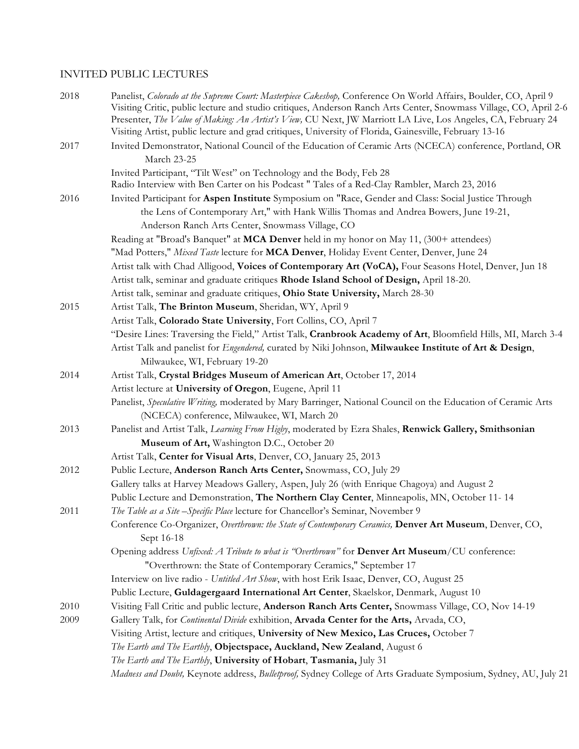## INVITED PUBLIC LECTURES

**2018**

- Panelist, *Colorado at the Supreme Court: Masterpiece Cakeshop,* Conference On World Affairs, Boulder, CO, April 9
- Visiting Critic, public lecture and studio critiques, Anderson Ranch Arts Center, Snowmass Village, CO, April 2-6
- Presenter, *The Value of Making: An Artist's View,* CU Next, JW Marriott LA Live, Los Angeles, CA, February 24
- Visiting Artist, public lecture and grad critiques, University of Florida, Gainesville, February 13-16

**2017**

- Invited Demonstrator, National Council of the Education of Ceramic Arts (NCECA) conference, Portland, OR March 23-25
- Invited Participant, "Tilt West" on Technology and the Body, Feb 28
- Radio Interview with Ben Carter on his Podcast " Tales of a Red-Clay Rambler, March 23, 2016

**2016**

- Invited Participant for **Aspen Institute** Symposium on "Race, Gender and Class: Social Justice Through the Lens of Contemporary Art," with Hank Willis Thomas and Andrea Bowers, June 19-21, Anderson Ranch Arts Center, Snowmass Village, CO
- Reading at "Broad's Banquet" at **MCA Denver** held in my honor on May 11, (300+ attendees)
- "Mad Potters," *Mixed Taste* lecture for **MCA Denver**, Holiday Event Center, Denver, June 24
- Artist talk with Chad Alligood, **Voices of Contemporary Art (VoCA),** Four Seasons Hotel, Denver, Jun 18
- Artist talk, seminar and graduate critiques **Rhode Island School of Design,** April 18-20.
- Artist talk, seminar and graduate critiques, **Ohio State University,** March 28-30

**2015**

- Artist Talk, **The Brinton Museum**, Sheridan, WY, April 9
- Artist Talk, **Colorado State University**, Fort Collins, CO, April 7
- "Desire Lines: Traversing the Field," Artist Talk, **Cranbrook Academy of Art**, Bloomfield Hills, MI, March 3-4
- Artist Talk and panelist for *Engendered,* curated by Niki Johnson, **Milwaukee Institute of Art & Design**, Milwaukee, WI, February 19-20

**2014**

- Artist Talk, **Crystal Bridges Museum of American Art**, October 17, 2014
- Artist lecture at **University of Oregon**, Eugene, April 11
- Panelist, *Speculative Writing,* moderated by Mary Barringer, National Council on the Education of Ceramic Arts (NCECA) conference, Milwaukee, WI, March 20

**2013**

- Panelist and Artist Talk, *Learning From Higby*, moderated by Ezra Shales, **Renwick Gallery, Smithsonian Museum of Art,** Washington D.C., October 20
- Artist Talk, **Center for Visual Arts**, Denver, CO, January 25, 2013

**2012**

- Public Lecture, **Anderson Ranch Arts Center,** Snowmass, CO, July 29
- Gallery talks at Harvey Meadows Gallery, Aspen, July 26 (with Enrique Chagoya) and August 2
- Public Lecture and Demonstration, **The Northern Clay Center**, Minneapolis, MN, October 11- 14

**2011**

- *The Table as a Site –Specific Place* lecture for Chancellor's Seminar, November 9
- Conference Co-Organizer, *Overthrown: the State of Contemporary Ceramics,* **Denver Art Museum**, Denver, CO, Sept 16-18
- Opening address *Unfixed: A Tribute to what is "Overthrown"* for **Denver Art Museum**/CU conference: "Overthrown: the State of Contemporary Ceramics," September 17
- Interview on live radio - *Untitled Art Show*, with host Erik Isaac, Denver, CO, August 25
- Public Lecture, **Guldagergaard International Art Center**, Skaelskor, Denmark, August 10

**2010**

- Visiting Fall Critic and public lecture, **Anderson Ranch Arts Center,** Snowmass Village, CO, Nov 14-19

**2009**

- Gallery Talk, for *Continental Divide* exhibition, **Arvada Center for the Arts,** Arvada, CO,
- Visiting Artist, lecture and critiques, **University of New Mexico, Las Cruces,** October 7
- *The Earth and The Earthly*, **Objectspace, Auckland, New Zealand**, August 6
- *The Earth and The Earthly*, **University of Hobart**, **Tasmania,** July 31
- *Madness and Doubt,* Keynote address, *Bulletproof,* Sydney College of Arts Graduate Symposium, Sydney, AU, July 21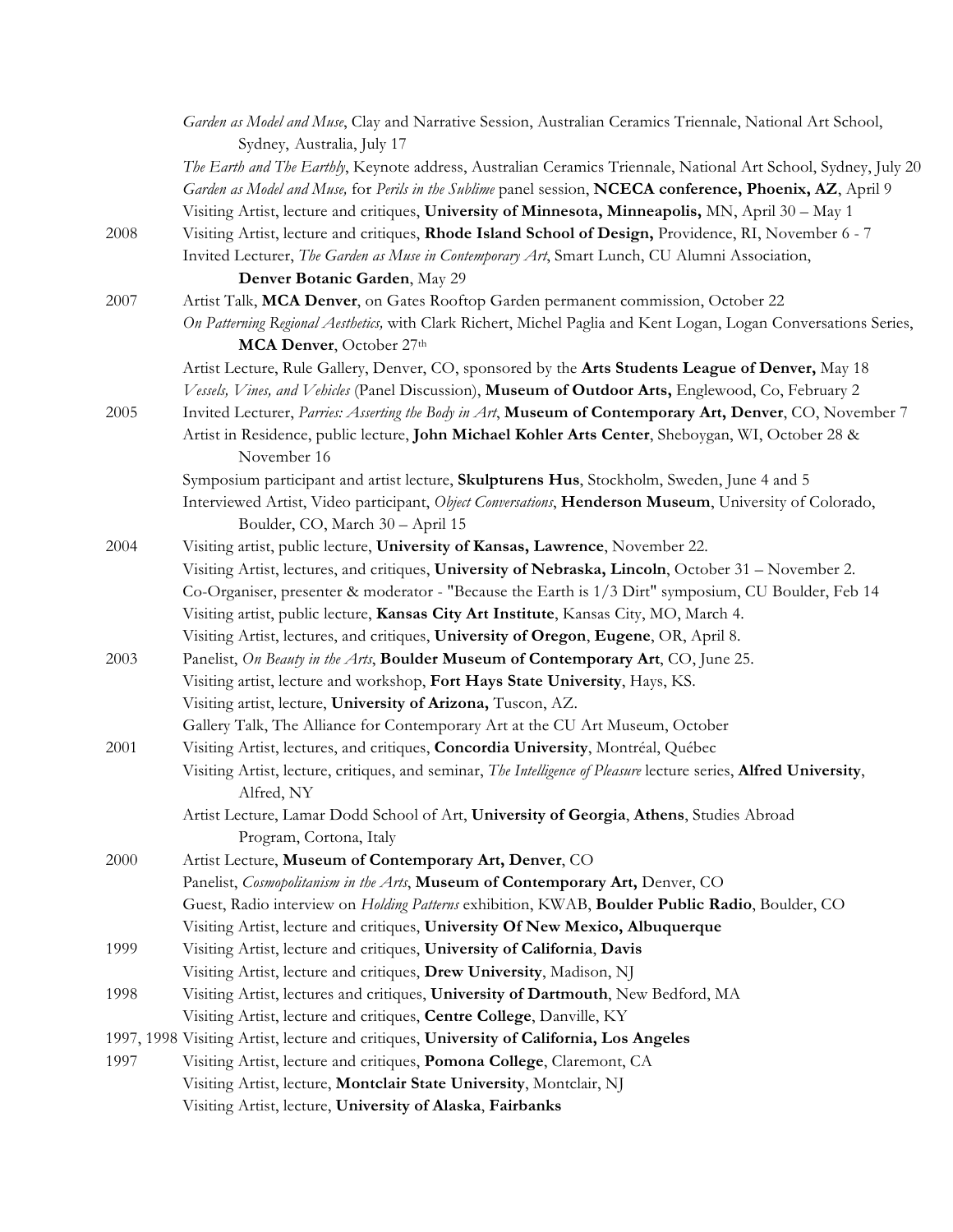*Garden as Model and Muse*, Clay and Narrative Session, Australian Ceramics Triennale, National Art School, Sydney, Australia, July 17

*The Earth and The Earthly*, Keynote address, Australian Ceramics Triennale, National Art School, Sydney, July 20

*Garden as Model and Muse,* for *Perils in the Sublime* panel session, **NCECA conference, Phoenix, AZ**, April 9

Visiting Artist, lecture and critiques, **University of Minnesota, Minneapolis,** MN, April 30 – May 1

2008 Visiting Artist, lecture and critiques, **Rhode Island School of Design,** Providence, RI, November 6 - 7

Invited Lecturer, *The Garden as Muse in Contemporary Art*, Smart Lunch, CU Alumni Association, **Denver Botanic Garden**, May 29

2007 Artist Talk, **MCA Denver**, on Gates Rooftop Garden permanent commission, October 22

*On Patterning Regional Aesthetics,* with Clark Richert, Michel Paglia and Kent Logan, Logan Conversations Series, **MCA Denver**, October 27th

Artist Lecture, Rule Gallery, Denver, CO, sponsored by the **Arts Students League of Denver,** May 18

*Vessels, Vines, and Vehicles* (Panel Discussion), **Museum of Outdoor Arts,** Englewood, Co, February 2

2005 Invited Lecturer, *Parries: Asserting the Body in Art*, **Museum of Contemporary Art, Denver**, CO, November 7

Artist in Residence, public lecture, **John Michael Kohler Arts Center**, Sheboygan, WI, October 28 & November 16

Symposium participant and artist lecture, **Skulpturens Hus**, Stockholm, Sweden, June 4 and 5

Interviewed Artist, Video participant, *Object Conversations*, **Henderson Museum**, University of Colorado, Boulder, CO, March 30 – April 15

2004 Visiting artist, public lecture, **University of Kansas, Lawrence**, November 22.

Visiting Artist, lectures, and critiques, **University of Nebraska, Lincoln**, October 31 – November 2.

Co-Organiser, presenter & moderator - "Because the Earth is 1/3 Dirt" symposium, CU Boulder, Feb 14

Visiting artist, public lecture, **Kansas City Art Institute**, Kansas City, MO, March 4.

Visiting Artist, lectures, and critiques, **University of Oregon**, **Eugene**, OR, April 8.

2003 Panelist, *On Beauty in the Arts*, **Boulder Museum of Contemporary Art**, CO, June 25.

Visiting artist, lecture and workshop, **Fort Hays State University**, Hays, KS.

Visiting artist, lecture, **University of Arizona,** Tuscon, AZ.

Gallery Talk, The Alliance for Contemporary Art at the CU Art Museum, October

2001 Visiting Artist, lectures, and critiques, **Concordia University**, Montréal, Québec

Visiting Artist, lecture, critiques, and seminar, *The Intelligence of Pleasure* lecture series, **Alfred University**, Alfred, NY

Artist Lecture, Lamar Dodd School of Art, **University of Georgia**, **Athens**, Studies Abroad Program, Cortona, Italy

2000 Artist Lecture, **Museum of Contemporary Art, Denver**, CO

Panelist, *Cosmopolitanism in the Arts*, **Museum of Contemporary Art,** Denver, CO

Guest, Radio interview on *Holding Patterns* exhibition, KWAB, **Boulder Public Radio**, Boulder, CO

Visiting Artist, lecture and critiques, **University Of New Mexico, Albuquerque**

1999 Visiting Artist, lecture and critiques, **University of California**, **Davis**

Visiting Artist, lecture and critiques, **Drew University**, Madison, NJ

1998 Visiting Artist, lectures and critiques, **University of Dartmouth**, New Bedford, MA

Visiting Artist, lecture and critiques, **Centre College**, Danville, KY

1997, 1998 Visiting Artist, lecture and critiques, **University of California, Los Angeles**

1997 Visiting Artist, lecture and critiques, **Pomona College**, Claremont, CA

Visiting Artist, lecture, **Montclair State University**, Montclair, NJ

Visiting Artist, lecture, **University of Alaska**, **Fairbanks**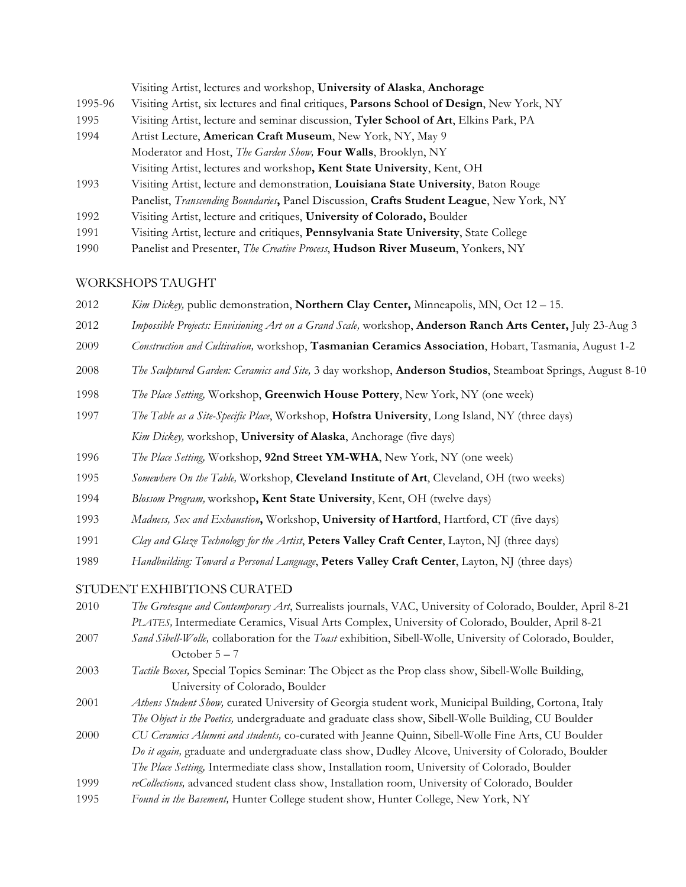| | |
|---|---|
| | Visiting Artist, lectures and workshop, **University of Alaska**, **Anchorage** |
| 1995-96 | Visiting Artist, six lectures and final critiques, **Parsons School of Design**, New York, NY |
| 1995 | Visiting Artist, lecture and seminar discussion, **Tyler School of Art**, Elkins Park, PA |
| 1994 | Artist Lecture, **American Craft Museum**, New York, NY, May 9 |
| | Moderator and Host, *The Garden Show,* **Four Walls**, Brooklyn, NY |
| | Visiting Artist, lectures and workshop**, Kent State University**, Kent, OH |
| 1993 | Visiting Artist, lecture and demonstration, **Louisiana State University**, Baton Rouge |
| | Panelist, *Transcending Boundaries***,** Panel Discussion, **Crafts Student League**, New York, NY |
| 1992 | Visiting Artist, lecture and critiques, **University of Colorado,** Boulder |
| 1991 | Visiting Artist, lecture and critiques, **Pennsylvania State University**, State College |
| 1990 | Panelist and Presenter, *The Creative Process*, **Hudson River Museum**, Yonkers, NY |

## WORKSHOPS TAUGHT

| | |
|---|---|
| 2012 | *Kim Dickey,* public demonstration, **Northern Clay Center,** Minneapolis, MN, Oct 12 – 15. |
| 2012 | *Impossible Projects: Envisioning Art on a Grand Scale,* workshop, **Anderson Ranch Arts Center,** July 23-Aug 3 |
| 2009 | *Construction and Cultivation,* workshop, **Tasmanian Ceramics Association**, Hobart, Tasmania, August 1-2 |
| 2008 | *The Sculptured Garden: Ceramics and Site,* 3 day workshop, **Anderson Studios**, Steamboat Springs, August 8-10 |
| 1998 | *The Place Setting,* Workshop, **Greenwich House Pottery**, New York, NY (one week) |
| 1997 | *The Table as a Site-Specific Place*, Workshop, **Hofstra University**, Long Island, NY (three days) |
| | *Kim Dickey,* workshop, **University of Alaska**, Anchorage (five days) |
| 1996 | *The Place Setting,* Workshop, **92nd Street YM-WHA**, New York, NY (one week) |
| 1995 | *Somewhere On the Table,* Workshop, **Cleveland Institute of Art**, Cleveland, OH (two weeks) |
| 1994 | *Blossom Program,* workshop**, Kent State University**, Kent, OH (twelve days) |
| 1993 | *Madness, Sex and Exhaustion***,** Workshop, **University of Hartford**, Hartford, CT (five days) |
| 1991 | *Clay and Glaze Technology for the Artist*, **Peters Valley Craft Center**, Layton, NJ (three days) |
| 1989 | *Handbuilding: Toward a Personal Language*, **Peters Valley Craft Center**, Layton, NJ (three days) |

## STUDENT EXHIBITIONS CURATED

| | |
|---|---|
| 2010 | *The Grotesque and Contemporary Art*, Surrealists journals, VAC, University of Colorado, Boulder, April 8-21 |
| | *PLATES,* Intermediate Ceramics, Visual Arts Complex, University of Colorado, Boulder, April 8-21 |
| 2007 | *Sand Sibell-Wolle,* collaboration for the *Toast* exhibition, Sibell-Wolle, University of Colorado, Boulder, October 5 – 7 |
| 2003 | *Tactile Boxes,* Special Topics Seminar: The Object as the Prop class show, Sibell-Wolle Building, University of Colorado, Boulder |
| 2001 | *Athens Student Show,* curated University of Georgia student work, Municipal Building, Cortona, Italy |
| | *The Object is the Poetics,* undergraduate and graduate class show, Sibell-Wolle Building, CU Boulder |
| 2000 | *CU Ceramics Alumni and students,* co-curated with Jeanne Quinn, Sibell-Wolle Fine Arts, CU Boulder |
| | *Do it again,* graduate and undergraduate class show, Dudley Alcove, University of Colorado, Boulder |
| | *The Place Setting,* Intermediate class show, Installation room, University of Colorado, Boulder |
| 1999 | *reCollections,* advanced student class show, Installation room, University of Colorado, Boulder |
| 1995 | *Found in the Basement,* Hunter College student show, Hunter College, New York, NY |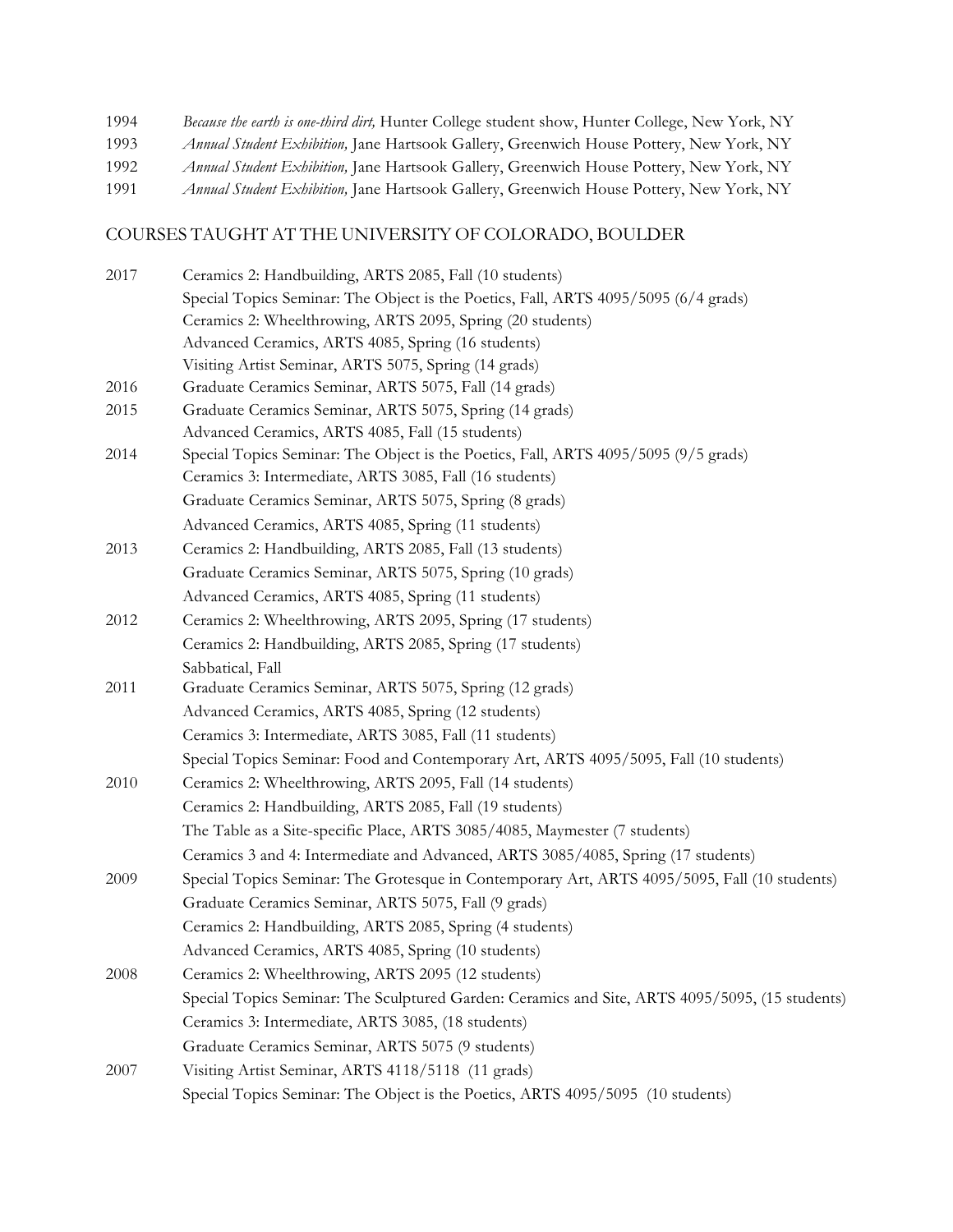1994 *Because the earth is one-third dirt,* Hunter College student show, Hunter College, New York, NY
1993 *Annual Student Exhibition,* Jane Hartsook Gallery, Greenwich House Pottery, New York, NY
1992 *Annual Student Exhibition,* Jane Hartsook Gallery, Greenwich House Pottery, New York, NY
1991 *Annual Student Exhibition,* Jane Hartsook Gallery, Greenwich House Pottery, New York, NY

## COURSES TAUGHT AT THE UNIVERSITY OF COLORADO, BOULDER

2017 Ceramics 2: Handbuilding, ARTS 2085, Fall (10 students)
Special Topics Seminar: The Object is the Poetics, Fall, ARTS 4095/5095 (6/4 grads)
Ceramics 2: Wheelthrowing, ARTS 2095, Spring (20 students)
Advanced Ceramics, ARTS 4085, Spring (16 students)
Visiting Artist Seminar, ARTS 5075, Spring (14 grads)

2016 Graduate Ceramics Seminar, ARTS 5075, Fall (14 grads)

2015 Graduate Ceramics Seminar, ARTS 5075, Spring (14 grads)
Advanced Ceramics, ARTS 4085, Fall (15 students)

2014 Special Topics Seminar: The Object is the Poetics, Fall, ARTS 4095/5095 (9/5 grads)
Ceramics 3: Intermediate, ARTS 3085, Fall (16 students)
Graduate Ceramics Seminar, ARTS 5075, Spring (8 grads)
Advanced Ceramics, ARTS 4085, Spring (11 students)

2013 Ceramics 2: Handbuilding, ARTS 2085, Fall (13 students)
Graduate Ceramics Seminar, ARTS 5075, Spring (10 grads)
Advanced Ceramics, ARTS 4085, Spring (11 students)

2012 Ceramics 2: Wheelthrowing, ARTS 2095, Spring (17 students)
Ceramics 2: Handbuilding, ARTS 2085, Spring (17 students)
Sabbatical, Fall

2011 Graduate Ceramics Seminar, ARTS 5075, Spring (12 grads)
Advanced Ceramics, ARTS 4085, Spring (12 students)
Ceramics 3: Intermediate, ARTS 3085, Fall (11 students)
Special Topics Seminar: Food and Contemporary Art, ARTS 4095/5095, Fall (10 students)

2010 Ceramics 2: Wheelthrowing, ARTS 2095, Fall (14 students)
Ceramics 2: Handbuilding, ARTS 2085, Fall (19 students)
The Table as a Site-specific Place, ARTS 3085/4085, Maymester (7 students)
Ceramics 3 and 4: Intermediate and Advanced, ARTS 3085/4085, Spring (17 students)

2009 Special Topics Seminar: The Grotesque in Contemporary Art, ARTS 4095/5095, Fall (10 students)
Graduate Ceramics Seminar, ARTS 5075, Fall (9 grads)
Ceramics 2: Handbuilding, ARTS 2085, Spring (4 students)
Advanced Ceramics, ARTS 4085, Spring (10 students)

2008 Ceramics 2: Wheelthrowing, ARTS 2095 (12 students)
Special Topics Seminar: The Sculptured Garden: Ceramics and Site, ARTS 4095/5095, (15 students)
Ceramics 3: Intermediate, ARTS 3085, (18 students)
Graduate Ceramics Seminar, ARTS 5075 (9 students)

2007 Visiting Artist Seminar, ARTS 4118/5118 (11 grads)
Special Topics Seminar: The Object is the Poetics, ARTS 4095/5095 (10 students)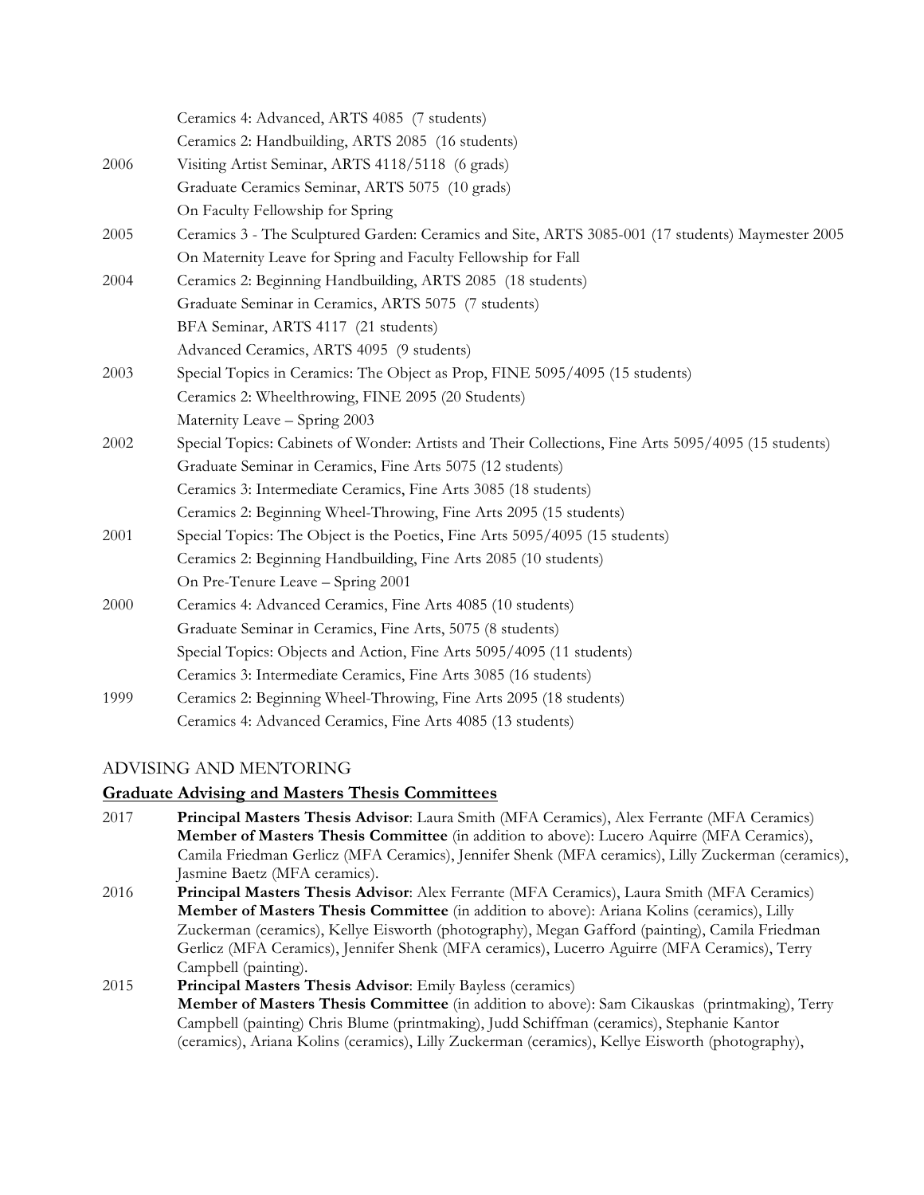| | |
|---|---|
| | Ceramics 4: Advanced, ARTS 4085 (7 students) |
| | Ceramics 2: Handbuilding, ARTS 2085 (16 students) |
| 2006 | Visiting Artist Seminar, ARTS 4118/5118 (6 grads) |
| | Graduate Ceramics Seminar, ARTS 5075 (10 grads) |
| | On Faculty Fellowship for Spring |
| 2005 | Ceramics 3 - The Sculptured Garden: Ceramics and Site, ARTS 3085-001 (17 students) Maymester 2005 |
| | On Maternity Leave for Spring and Faculty Fellowship for Fall |
| 2004 | Ceramics 2: Beginning Handbuilding, ARTS 2085 (18 students) |
| | Graduate Seminar in Ceramics, ARTS 5075 (7 students) |
| | BFA Seminar, ARTS 4117 (21 students) |
| | Advanced Ceramics, ARTS 4095 (9 students) |
| 2003 | Special Topics in Ceramics: The Object as Prop, FINE 5095/4095 (15 students) |
| | Ceramics 2: Wheelthrowing, FINE 2095 (20 Students) |
| | Maternity Leave – Spring 2003 |
| 2002 | Special Topics: Cabinets of Wonder: Artists and Their Collections, Fine Arts 5095/4095 (15 students) |
| | Graduate Seminar in Ceramics, Fine Arts 5075 (12 students) |
| | Ceramics 3: Intermediate Ceramics, Fine Arts 3085 (18 students) |
| | Ceramics 2: Beginning Wheel-Throwing, Fine Arts 2095 (15 students) |
| 2001 | Special Topics: The Object is the Poetics, Fine Arts 5095/4095 (15 students) |
| | Ceramics 2: Beginning Handbuilding, Fine Arts 2085 (10 students) |
| | On Pre-Tenure Leave – Spring 2001 |
| 2000 | Ceramics 4: Advanced Ceramics, Fine Arts 4085 (10 students) |
| | Graduate Seminar in Ceramics, Fine Arts, 5075 (8 students) |
| | Special Topics: Objects and Action, Fine Arts 5095/4095 (11 students) |
| | Ceramics 3: Intermediate Ceramics, Fine Arts 3085 (16 students) |
| 1999 | Ceramics 2: Beginning Wheel-Throwing, Fine Arts 2095 (18 students) |
| | Ceramics 4: Advanced Ceramics, Fine Arts 4085 (13 students) |

## ADVISING AND MENTORING

### Graduate Advising and Masters Thesis Committees

2017 **Principal Masters Thesis Advisor**: Laura Smith (MFA Ceramics), Alex Ferrante (MFA Ceramics)
**Member of Masters Thesis Committee** (in addition to above): Lucero Aquirre (MFA Ceramics), Camila Friedman Gerlicz (MFA Ceramics), Jennifer Shenk (MFA ceramics), Lilly Zuckerman (ceramics), Jasmine Baetz (MFA ceramics).

2016 **Principal Masters Thesis Advisor**: Alex Ferrante (MFA Ceramics), Laura Smith (MFA Ceramics)
**Member of Masters Thesis Committee** (in addition to above): Ariana Kolins (ceramics), Lilly Zuckerman (ceramics), Kellye Eisworth (photography), Megan Gafford (painting), Camila Friedman Gerlicz (MFA Ceramics), Jennifer Shenk (MFA ceramics), Lucerro Aguirre (MFA Ceramics), Terry Campbell (painting).

2015 **Principal Masters Thesis Advisor**: Emily Bayless (ceramics)
**Member of Masters Thesis Committee** (in addition to above): Sam Cikauskas (printmaking), Terry Campbell (painting) Chris Blume (printmaking), Judd Schiffman (ceramics), Stephanie Kantor (ceramics), Ariana Kolins (ceramics), Lilly Zuckerman (ceramics), Kellye Eisworth (photography),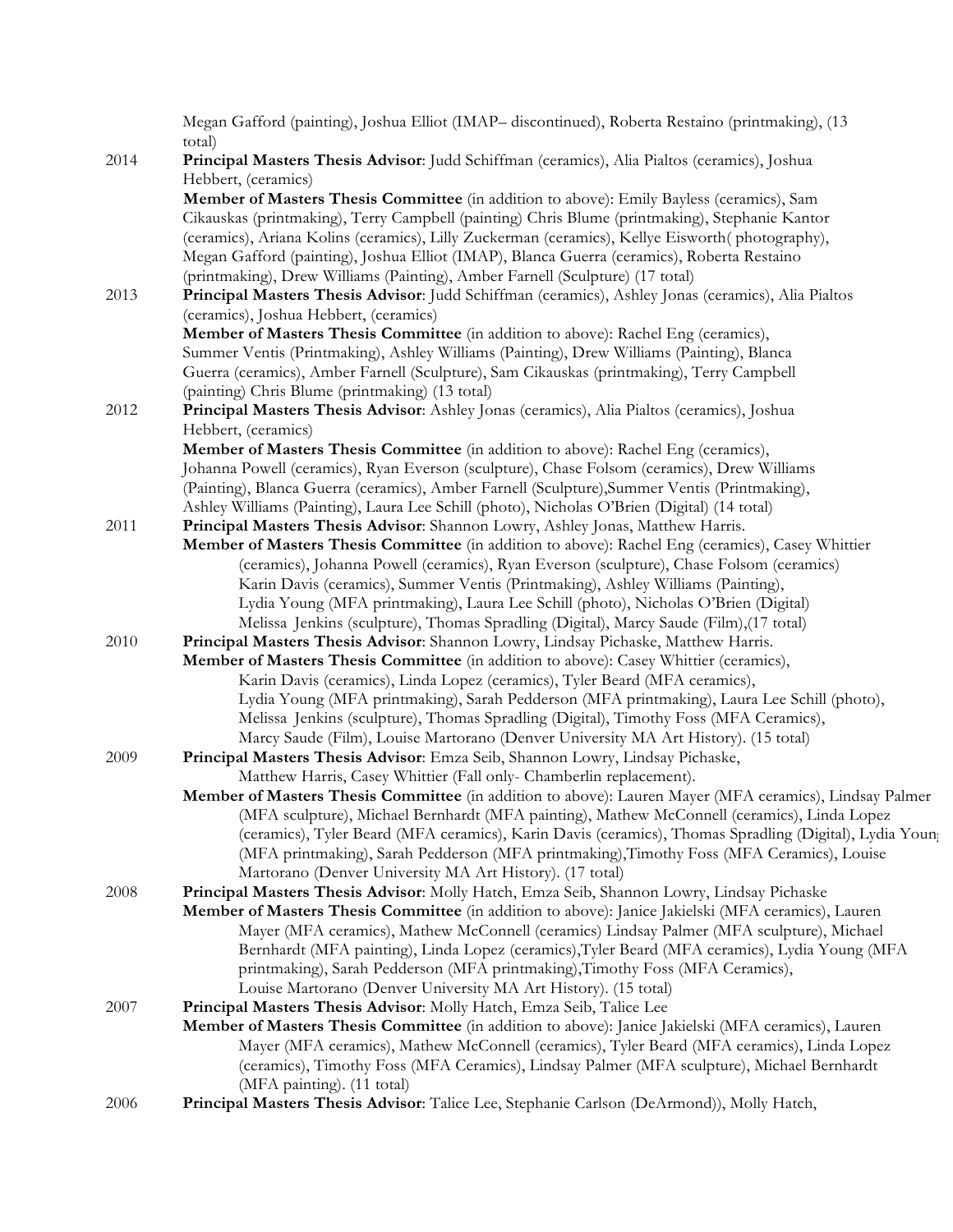Megan Gafford (painting), Joshua Elliot (IMAP– discontinued), Roberta Restaino (printmaking), (13 total)

2014 **Principal Masters Thesis Advisor**: Judd Schiffman (ceramics), Alia Pialtos (ceramics), Joshua Hebbert, (ceramics)

**Member of Masters Thesis Committee** (in addition to above): Emily Bayless (ceramics), Sam Cikauskas (printmaking), Terry Campbell (painting) Chris Blume (printmaking), Stephanie Kantor (ceramics), Ariana Kolins (ceramics), Lilly Zuckerman (ceramics), Kellye Eisworth( photography), Megan Gafford (painting), Joshua Elliot (IMAP), Blanca Guerra (ceramics), Roberta Restaino (printmaking), Drew Williams (Painting), Amber Farnell (Sculpture) (17 total)

2013 **Principal Masters Thesis Advisor**: Judd Schiffman (ceramics), Ashley Jonas (ceramics), Alia Pialtos (ceramics), Joshua Hebbert, (ceramics)

**Member of Masters Thesis Committee** (in addition to above): Rachel Eng (ceramics), Summer Ventis (Printmaking), Ashley Williams (Painting), Drew Williams (Painting), Blanca Guerra (ceramics), Amber Farnell (Sculpture), Sam Cikauskas (printmaking), Terry Campbell (painting) Chris Blume (printmaking) (13 total)

2012 **Principal Masters Thesis Advisor**: Ashley Jonas (ceramics), Alia Pialtos (ceramics), Joshua Hebbert, (ceramics)

**Member of Masters Thesis Committee** (in addition to above): Rachel Eng (ceramics), Johanna Powell (ceramics), Ryan Everson (sculpture), Chase Folsom (ceramics), Drew Williams (Painting), Blanca Guerra (ceramics), Amber Farnell (Sculpture),Summer Ventis (Printmaking), Ashley Williams (Painting), Laura Lee Schill (photo), Nicholas O'Brien (Digital) (14 total)

2011 **Principal Masters Thesis Advisor**: Shannon Lowry, Ashley Jonas, Matthew Harris.

**Member of Masters Thesis Committee** (in addition to above): Rachel Eng (ceramics), Casey Whittier (ceramics), Johanna Powell (ceramics), Ryan Everson (sculpture), Chase Folsom (ceramics) Karin Davis (ceramics), Summer Ventis (Printmaking), Ashley Williams (Painting), Lydia Young (MFA printmaking), Laura Lee Schill (photo), Nicholas O'Brien (Digital) Melissa Jenkins (sculpture), Thomas Spradling (Digital), Marcy Saude (Film),(17 total)

2010 **Principal Masters Thesis Advisor**: Shannon Lowry, Lindsay Pichaske, Matthew Harris.

**Member of Masters Thesis Committee** (in addition to above): Casey Whittier (ceramics), Karin Davis (ceramics), Linda Lopez (ceramics), Tyler Beard (MFA ceramics), Lydia Young (MFA printmaking), Sarah Pedderson (MFA printmaking), Laura Lee Schill (photo), Melissa Jenkins (sculpture), Thomas Spradling (Digital), Timothy Foss (MFA Ceramics), Marcy Saude (Film), Louise Martorano (Denver University MA Art History). (15 total)

2009 **Principal Masters Thesis Advisor**: Emza Seib, Shannon Lowry, Lindsay Pichaske, Matthew Harris, Casey Whittier (Fall only- Chamberlin replacement).

**Member of Masters Thesis Committee** (in addition to above): Lauren Mayer (MFA ceramics), Lindsay Palmer (MFA sculpture), Michael Bernhardt (MFA painting), Mathew McConnell (ceramics), Linda Lopez (ceramics), Tyler Beard (MFA ceramics), Karin Davis (ceramics), Thomas Spradling (Digital), Lydia Young (MFA printmaking), Sarah Pedderson (MFA printmaking),Timothy Foss (MFA Ceramics), Louise Martorano (Denver University MA Art History). (17 total)

2008 **Principal Masters Thesis Advisor**: Molly Hatch, Emza Seib, Shannon Lowry, Lindsay Pichaske

**Member of Masters Thesis Committee** (in addition to above): Janice Jakielski (MFA ceramics), Lauren Mayer (MFA ceramics), Mathew McConnell (ceramics) Lindsay Palmer (MFA sculpture), Michael Bernhardt (MFA painting), Linda Lopez (ceramics),Tyler Beard (MFA ceramics), Lydia Young (MFA printmaking), Sarah Pedderson (MFA printmaking),Timothy Foss (MFA Ceramics), Louise Martorano (Denver University MA Art History). (15 total)

2007 **Principal Masters Thesis Advisor**: Molly Hatch, Emza Seib, Talice Lee

**Member of Masters Thesis Committee** (in addition to above): Janice Jakielski (MFA ceramics), Lauren Mayer (MFA ceramics), Mathew McConnell (ceramics), Tyler Beard (MFA ceramics), Linda Lopez (ceramics), Timothy Foss (MFA Ceramics), Lindsay Palmer (MFA sculpture), Michael Bernhardt (MFA painting). (11 total)

2006 **Principal Masters Thesis Advisor**: Talice Lee, Stephanie Carlson (DeArmond)), Molly Hatch,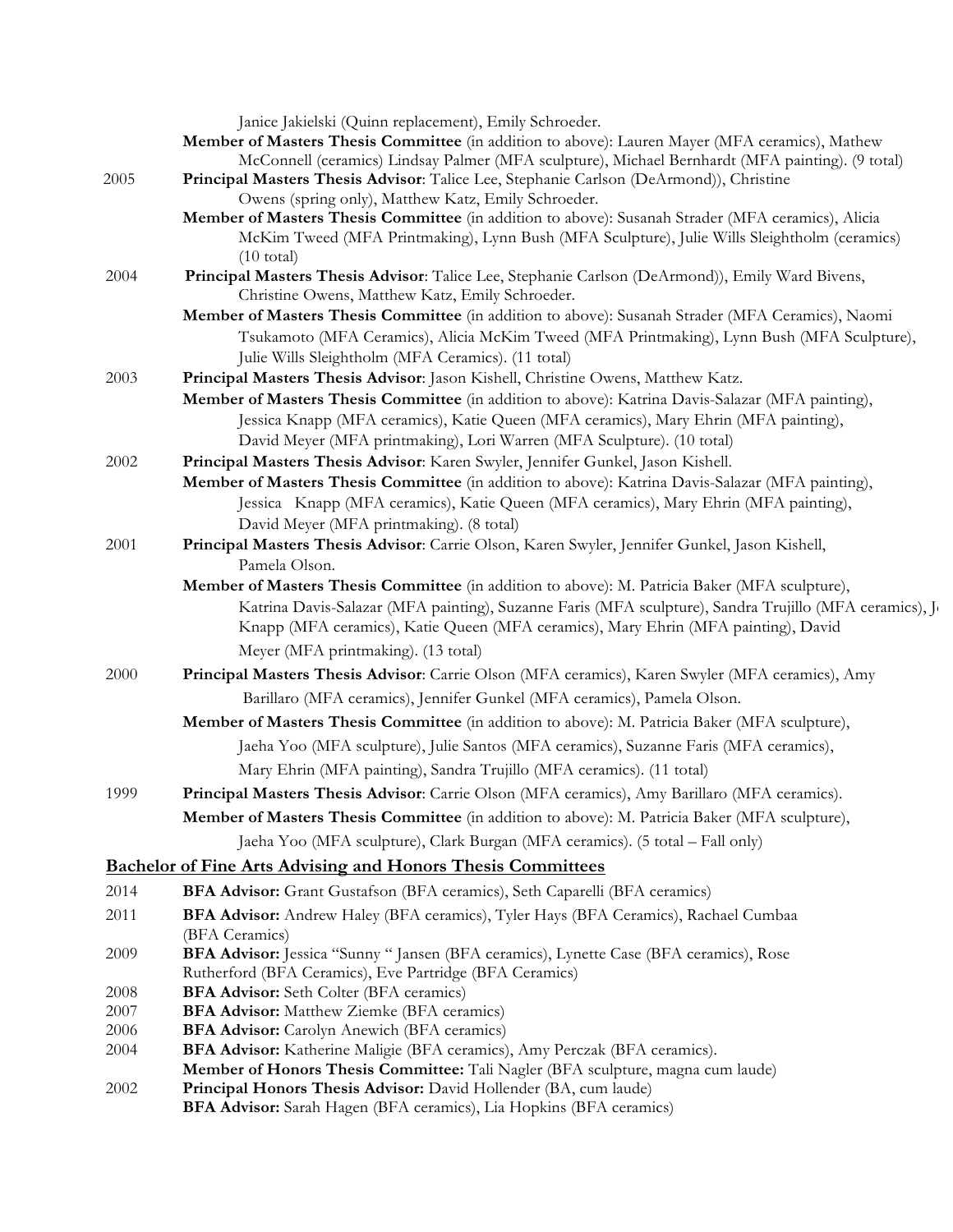Janice Jakielski (Quinn replacement), Emily Schroeder.

**Member of Masters Thesis Committee** (in addition to above): Lauren Mayer (MFA ceramics), Mathew McConnell (ceramics) Lindsay Palmer (MFA sculpture), Michael Bernhardt (MFA painting). (9 total)

2005 **Principal Masters Thesis Advisor**: Talice Lee, Stephanie Carlson (DeArmond)), Christine Owens (spring only), Matthew Katz, Emily Schroeder.

**Member of Masters Thesis Committee** (in addition to above): Susanah Strader (MFA ceramics), Alicia McKim Tweed (MFA Printmaking), Lynn Bush (MFA Sculpture), Julie Wills Sleightholm (ceramics) (10 total)

2004 **Principal Masters Thesis Advisor**: Talice Lee, Stephanie Carlson (DeArmond)), Emily Ward Bivens, Christine Owens, Matthew Katz, Emily Schroeder.

**Member of Masters Thesis Committee** (in addition to above): Susanah Strader (MFA Ceramics), Naomi Tsukamoto (MFA Ceramics), Alicia McKim Tweed (MFA Printmaking), Lynn Bush (MFA Sculpture), Julie Wills Sleightholm (MFA Ceramics). (11 total)

2003 **Principal Masters Thesis Advisor**: Jason Kishell, Christine Owens, Matthew Katz.

**Member of Masters Thesis Committee** (in addition to above): Katrina Davis-Salazar (MFA painting), Jessica Knapp (MFA ceramics), Katie Queen (MFA ceramics), Mary Ehrin (MFA painting), David Meyer (MFA printmaking), Lori Warren (MFA Sculpture). (10 total)

2002 **Principal Masters Thesis Advisor**: Karen Swyler, Jennifer Gunkel, Jason Kishell.

**Member of Masters Thesis Committee** (in addition to above): Katrina Davis-Salazar (MFA painting), Jessica Knapp (MFA ceramics), Katie Queen (MFA ceramics), Mary Ehrin (MFA painting), David Meyer (MFA printmaking). (8 total)

2001 **Principal Masters Thesis Advisor**: Carrie Olson, Karen Swyler, Jennifer Gunkel, Jason Kishell, Pamela Olson.

**Member of Masters Thesis Committee** (in addition to above): M. Patricia Baker (MFA sculpture), Katrina Davis-Salazar (MFA painting), Suzanne Faris (MFA sculpture), Sandra Trujillo (MFA ceramics), J Knapp (MFA ceramics), Katie Queen (MFA ceramics), Mary Ehrin (MFA painting), David Meyer (MFA printmaking). (13 total)

2000 **Principal Masters Thesis Advisor**: Carrie Olson (MFA ceramics), Karen Swyler (MFA ceramics), Amy Barillaro (MFA ceramics), Jennifer Gunkel (MFA ceramics), Pamela Olson.

**Member of Masters Thesis Committee** (in addition to above): M. Patricia Baker (MFA sculpture), Jaeha Yoo (MFA sculpture), Julie Santos (MFA ceramics), Suzanne Faris (MFA ceramics), Mary Ehrin (MFA painting), Sandra Trujillo (MFA ceramics). (11 total)

1999 **Principal Masters Thesis Advisor**: Carrie Olson (MFA ceramics), Amy Barillaro (MFA ceramics).

**Member of Masters Thesis Committee** (in addition to above): M. Patricia Baker (MFA sculpture), Jaeha Yoo (MFA sculpture), Clark Burgan (MFA ceramics). (5 total – Fall only)

## **Bachelor of Fine Arts Advising and Honors Thesis Committees**

2014 **BFA Advisor:** Grant Gustafson (BFA ceramics), Seth Caparelli (BFA ceramics)

2011 **BFA Advisor:** Andrew Haley (BFA ceramics), Tyler Hays (BFA Ceramics), Rachael Cumbaa (BFA Ceramics)

2009 **BFA Advisor:** Jessica "Sunny " Jansen (BFA ceramics), Lynette Case (BFA ceramics), Rose Rutherford (BFA Ceramics), Eve Partridge (BFA Ceramics)

2008 **BFA Advisor:** Seth Colter (BFA ceramics)

2007 **BFA Advisor:** Matthew Ziemke (BFA ceramics)

2006 **BFA Advisor:** Carolyn Anewich (BFA ceramics)

2004 **BFA Advisor:** Katherine Maligie (BFA ceramics), Amy Perczak (BFA ceramics).

**Member of Honors Thesis Committee:** Tali Nagler (BFA sculpture, magna cum laude)

2002 **Principal Honors Thesis Advisor:** David Hollender (BA, cum laude)

**BFA Advisor:** Sarah Hagen (BFA ceramics), Lia Hopkins (BFA ceramics)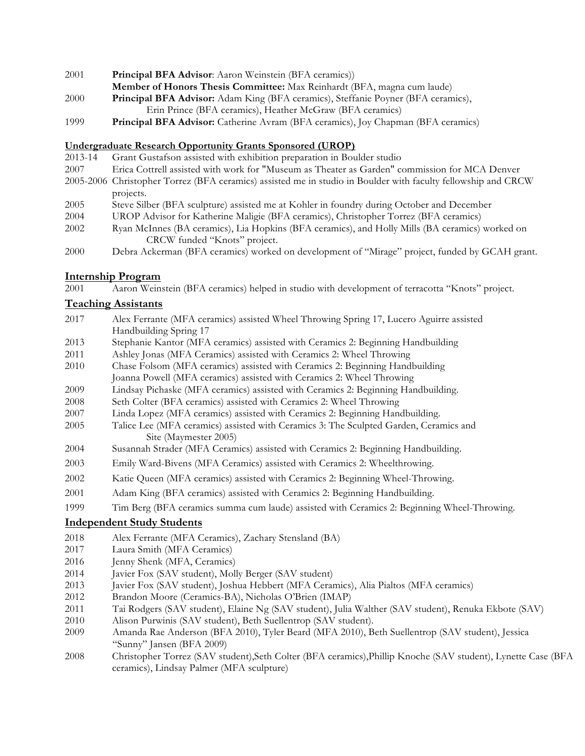2001 **Principal BFA Advisor**: Aaron Weinstein (BFA ceramics))
**Member of Honors Thesis Committee:** Max Reinhardt (BFA, magna cum laude)

2000 **Principal BFA Advisor:** Adam King (BFA ceramics), Steffanie Poyner (BFA ceramics), Erin Prince (BFA ceramics), Heather McGraw (BFA ceramics)

1999 **Principal BFA Advisor:** Catherine Avram (BFA ceramics), Joy Chapman (BFA ceramics)

**Undergraduate Research Opportunity Grants Sponsored (UROP)**

2013-14 Grant Gustafson assisted with exhibition preparation in Boulder studio

2007 Erica Cottrell assisted with work for "Museum as Theater as Garden" commission for MCA Denver

2005-2006 Christopher Torrez (BFA ceramics) assisted me in studio in Boulder with faculty fellowship and CRCW projects.

2005 Steve Silber (BFA sculpture) assisted me at Kohler in foundry during October and December

2004 UROP Advisor for Katherine Maligie (BFA ceramics), Christopher Torrez (BFA ceramics)

2002 Ryan McInnes (BA ceramics), Lia Hopkins (BFA ceramics), and Holly Mills (BA ceramics) worked on CRCW funded "Knots" project.

2000 Debra Ackerman (BFA ceramics) worked on development of "Mirage" project, funded by GCAH grant.

## Internship Program

2001 Aaron Weinstein (BFA ceramics) helped in studio with development of terracotta "Knots" project.

## Teaching Assistants

2017 Alex Ferrante (MFA ceramics) assisted Wheel Throwing Spring 17, Lucero Aguirre assisted Handbuilding Spring 17

2013 Stephanie Kantor (MFA ceramics) assisted with Ceramics 2: Beginning Handbuilding

2011 Ashley Jonas (MFA Ceramics) assisted with Ceramics 2: Wheel Throwing

2010 Chase Folsom (MFA ceramics) assisted with Ceramics 2: Beginning Handbuilding
Joanna Powell (MFA ceramics) assisted with Ceramics 2: Wheel Throwing

2009 Lindsay Pichaske (MFA ceramics) assisted with Ceramics 2: Beginning Handbuilding.

2008 Seth Colter (BFA ceramics) assisted with Ceramics 2: Wheel Throwing

2007 Linda Lopez (MFA ceramics) assisted with Ceramics 2: Beginning Handbuilding.

2005 Talice Lee (MFA ceramics) assisted with Ceramics 3: The Sculpted Garden, Ceramics and Site (Maymester 2005)

2004 Susannah Strader (MFA Ceramics) assisted with Ceramics 2: Beginning Handbuilding.

2003 Emily Ward-Bivens (MFA Ceramics) assisted with Ceramics 2: Wheelthrowing.

2002 Katie Queen (MFA ceramics) assisted with Ceramics 2: Beginning Wheel-Throwing.

2001 Adam King (BFA ceramics) assisted with Ceramics 2: Beginning Handbuilding.

1999 Tim Berg (BFA ceramics summa cum laude) assisted with Ceramics 2: Beginning Wheel-Throwing.

## Independent Study Students

2018 Alex Ferrante (MFA Ceramics), Zachary Stensland (BA)

2017 Laura Smith (MFA Ceramics)

2016 Jenny Shenk (MFA, Ceramics)

2014 Javier Fox (SAV student), Molly Berger (SAV student)

2013 Javier Fox (SAV student), Joshua Hebbert (MFA Ceramics), Alia Pialtos (MFA ceramics)

2012 Brandon Moore (Ceramics-BA), Nicholas O'Brien (IMAP)

2011 Tai Rodgers (SAV student), Elaine Ng (SAV student), Julia Walther (SAV student), Renuka Ekbote (SAV)

2010 Alison Purwinis (SAV student), Beth Suellentrop (SAV student).

2009 Amanda Rae Anderson (BFA 2010), Tyler Beard (MFA 2010), Beth Suellentrop (SAV student), Jessica "Sunny" Jansen (BFA 2009)

2008 Christopher Torrez (SAV student),Seth Colter (BFA ceramics),Phillip Knoche (SAV student), Lynette Case (BFA ceramics), Lindsay Palmer (MFA sculpture)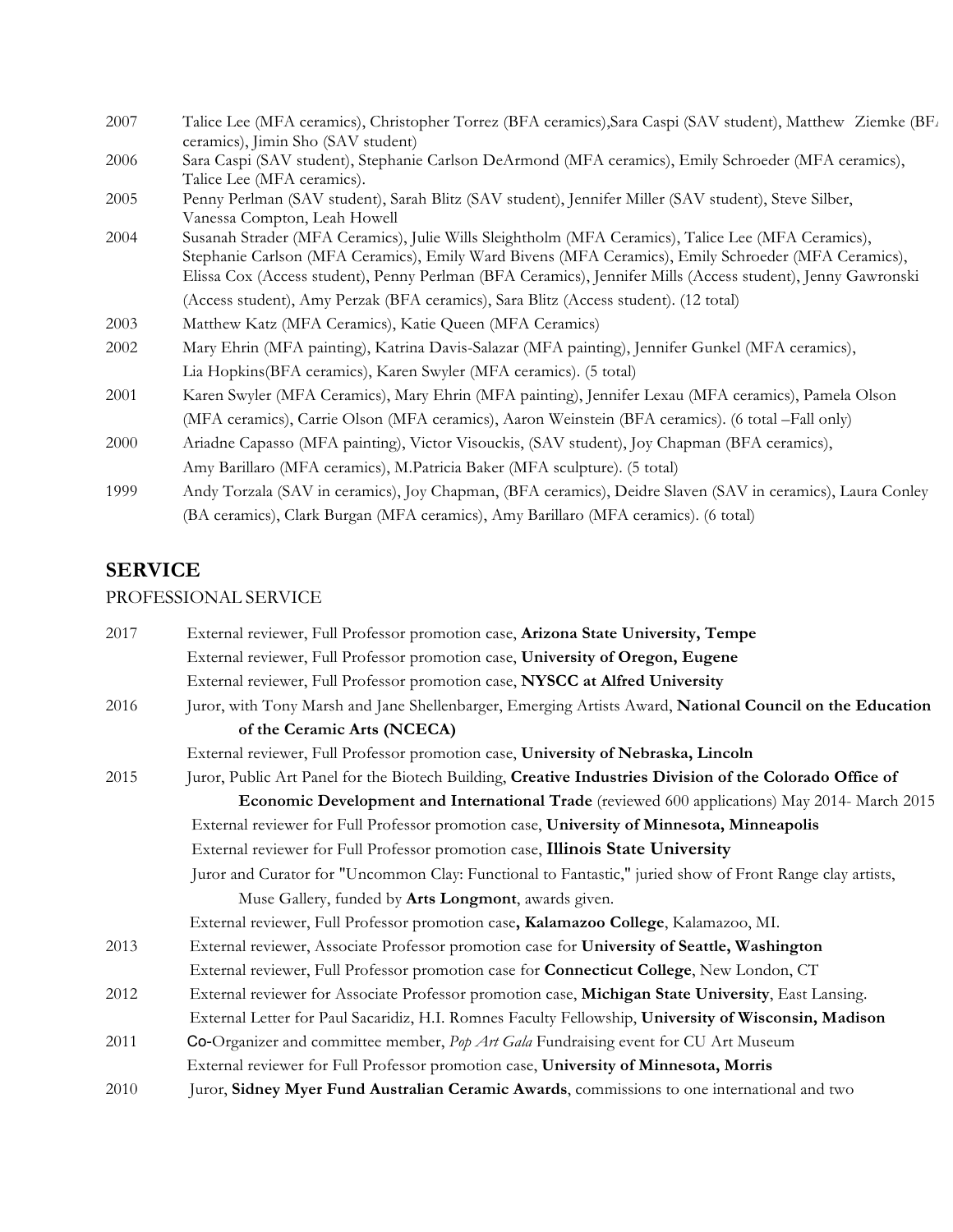2007 Talice Lee (MFA ceramics), Christopher Torrez (BFA ceramics),Sara Caspi (SAV student), Matthew Ziemke (BFA ceramics), Jimin Sho (SAV student)

2006 Sara Caspi (SAV student), Stephanie Carlson DeArmond (MFA ceramics), Emily Schroeder (MFA ceramics), Talice Lee (MFA ceramics).

2005 Penny Perlman (SAV student), Sarah Blitz (SAV student), Jennifer Miller (SAV student), Steve Silber, Vanessa Compton, Leah Howell

2004 Susanah Strader (MFA Ceramics), Julie Wills Sleightholm (MFA Ceramics), Talice Lee (MFA Ceramics), Stephanie Carlson (MFA Ceramics), Emily Ward Bivens (MFA Ceramics), Emily Schroeder (MFA Ceramics), Elissa Cox (Access student), Penny Perlman (BFA Ceramics), Jennifer Mills (Access student), Jenny Gawronski (Access student), Amy Perzak (BFA ceramics), Sara Blitz (Access student). (12 total)

2003 Matthew Katz (MFA Ceramics), Katie Queen (MFA Ceramics)

2002 Mary Ehrin (MFA painting), Katrina Davis-Salazar (MFA painting), Jennifer Gunkel (MFA ceramics), Lia Hopkins(BFA ceramics), Karen Swyler (MFA ceramics). (5 total)

2001 Karen Swyler (MFA Ceramics), Mary Ehrin (MFA painting), Jennifer Lexau (MFA ceramics), Pamela Olson (MFA ceramics), Carrie Olson (MFA ceramics), Aaron Weinstein (BFA ceramics). (6 total –Fall only)

2000 Ariadne Capasso (MFA painting), Victor Visouckis, (SAV student), Joy Chapman (BFA ceramics), Amy Barillaro (MFA ceramics), M.Patricia Baker (MFA sculpture). (5 total)

1999 Andy Torzala (SAV in ceramics), Joy Chapman, (BFA ceramics), Deidre Slaven (SAV in ceramics), Laura Conley (BA ceramics), Clark Burgan (MFA ceramics), Amy Barillaro (MFA ceramics). (6 total)

## SERVICE

PROFESSIONAL SERVICE

2017 External reviewer, Full Professor promotion case, **Arizona State University, Tempe**
External reviewer, Full Professor promotion case, **University of Oregon, Eugene**
External reviewer, Full Professor promotion case, **NYSCC at Alfred University**

2016 Juror, with Tony Marsh and Jane Shellenbarger, Emerging Artists Award, **National Council on the Education of the Ceramic Arts (NCECA)**
External reviewer, Full Professor promotion case, **University of Nebraska, Lincoln**

2015 Juror, Public Art Panel for the Biotech Building, **Creative Industries Division of the Colorado Office of Economic Development and International Trade** (reviewed 600 applications) May 2014- March 2015
External reviewer for Full Professor promotion case, **University of Minnesota, Minneapolis**
External reviewer for Full Professor promotion case, **Illinois State University**
Juror and Curator for "Uncommon Clay: Functional to Fantastic," juried show of Front Range clay artists, Muse Gallery, funded by **Arts Longmont**, awards given.
External reviewer, Full Professor promotion case**, Kalamazoo College**, Kalamazoo, MI.

2013 External reviewer, Associate Professor promotion case for **University of Seattle, Washington**
External reviewer, Full Professor promotion case for **Connecticut College**, New London, CT

2012 External reviewer for Associate Professor promotion case, **Michigan State University**, East Lansing.
External Letter for Paul Sacaridiz, H.I. Romnes Faculty Fellowship, **University of Wisconsin, Madison**

2011 Co-Organizer and committee member, *Pop Art Gala* Fundraising event for CU Art Museum
External reviewer for Full Professor promotion case, **University of Minnesota, Morris**

2010 Juror, **Sidney Myer Fund Australian Ceramic Awards**, commissions to one international and two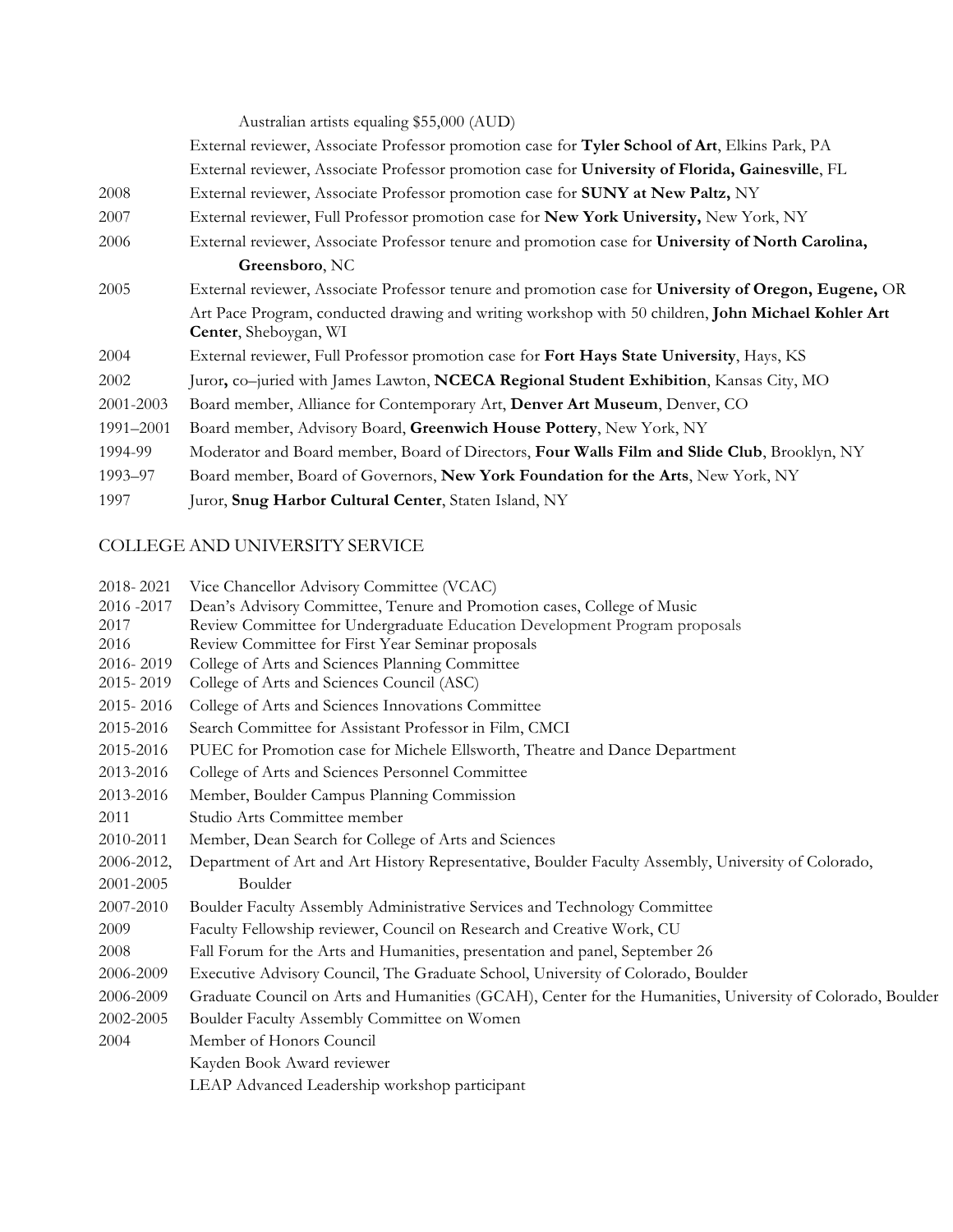Australian artists equaling $55,000 (AUD)

External reviewer, Associate Professor promotion case for **Tyler School of Art**, Elkins Park, PA

External reviewer, Associate Professor promotion case for **University of Florida, Gainesville**, FL

2008 External reviewer, Associate Professor promotion case for **SUNY at New Paltz,** NY

2007 External reviewer, Full Professor promotion case for **New York University,** New York, NY

2006 External reviewer, Associate Professor tenure and promotion case for **University of North Carolina, Greensboro**, NC

2005 External reviewer, Associate Professor tenure and promotion case for **University of Oregon, Eugene,** OR

Art Pace Program, conducted drawing and writing workshop with 50 children, **John Michael Kohler Art Center**, Sheboygan, WI

2004 External reviewer, Full Professor promotion case for **Fort Hays State University**, Hays, KS

2002 Juror**,** co–juried with James Lawton, **NCECA Regional Student Exhibition**, Kansas City, MO

2001-2003 Board member, Alliance for Contemporary Art, **Denver Art Museum**, Denver, CO

1991–2001 Board member, Advisory Board, **Greenwich House Pottery**, New York, NY

1994-99 Moderator and Board member, Board of Directors, **Four Walls Film and Slide Club**, Brooklyn, NY

1993–97 Board member, Board of Governors, **New York Foundation for the Arts**, New York, NY

1997 Juror, **Snug Harbor Cultural Center**, Staten Island, NY

## COLLEGE AND UNIVERSITY SERVICE

2018- 2021 Vice Chancellor Advisory Committee (VCAC)

2016 -2017 Dean's Advisory Committee, Tenure and Promotion cases, College of Music

2017 Review Committee for Undergraduate Education Development Program proposals

2016 Review Committee for First Year Seminar proposals

2016- 2019 College of Arts and Sciences Planning Committee

2015- 2019 College of Arts and Sciences Council (ASC)

2015- 2016 College of Arts and Sciences Innovations Committee

2015-2016 Search Committee for Assistant Professor in Film, CMCI

2015-2016 PUEC for Promotion case for Michele Ellsworth, Theatre and Dance Department

2013-2016 College of Arts and Sciences Personnel Committee

2013-2016 Member, Boulder Campus Planning Commission

2011 Studio Arts Committee member

2010-2011 Member, Dean Search for College of Arts and Sciences

2006-2012, 2001-2005 Department of Art and Art History Representative, Boulder Faculty Assembly, University of Colorado, Boulder

2007-2010 Boulder Faculty Assembly Administrative Services and Technology Committee

2009 Faculty Fellowship reviewer, Council on Research and Creative Work, CU

2008 Fall Forum for the Arts and Humanities, presentation and panel, September 26

2006-2009 Executive Advisory Council, The Graduate School, University of Colorado, Boulder

2006-2009 Graduate Council on Arts and Humanities (GCAH), Center for the Humanities, University of Colorado, Boulder

2002-2005 Boulder Faculty Assembly Committee on Women

2004 Member of Honors Council

Kayden Book Award reviewer

LEAP Advanced Leadership workshop participant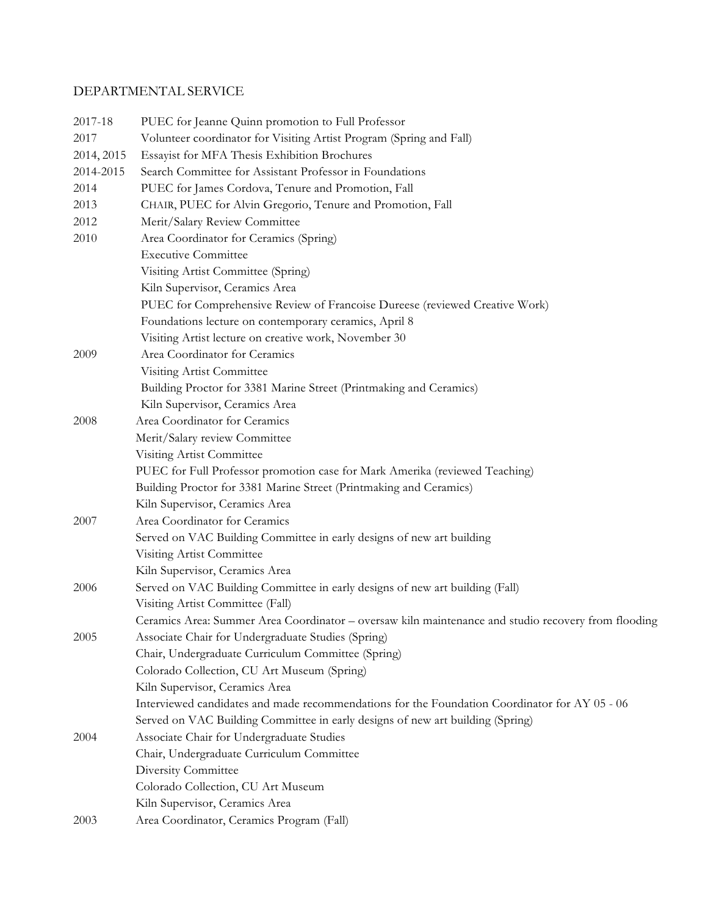## DEPARTMENTAL SERVICE

| | |
|---|---|
| 2017-18 | PUEC for Jeanne Quinn promotion to Full Professor |
| 2017 | Volunteer coordinator for Visiting Artist Program (Spring and Fall) |
| 2014, 2015 | Essayist for MFA Thesis Exhibition Brochures |
| 2014-2015 | Search Committee for Assistant Professor in Foundations |
| 2014 | PUEC for James Cordova, Tenure and Promotion, Fall |
| 2013 | CHAIR, PUEC for Alvin Gregorio, Tenure and Promotion, Fall |
| 2012 | Merit/Salary Review Committee |
| 2010 | Area Coordinator for Ceramics (Spring) |
| | Executive Committee |
| | Visiting Artist Committee (Spring) |
| | Kiln Supervisor, Ceramics Area |
| | PUEC for Comprehensive Review of Francoise Dureese (reviewed Creative Work) |
| | Foundations lecture on contemporary ceramics, April 8 |
| | Visiting Artist lecture on creative work, November 30 |
| 2009 | Area Coordinator for Ceramics |
| | Visiting Artist Committee |
| | Building Proctor for 3381 Marine Street (Printmaking and Ceramics) |
| | Kiln Supervisor, Ceramics Area |
| 2008 | Area Coordinator for Ceramics |
| | Merit/Salary review Committee |
| | Visiting Artist Committee |
| | PUEC for Full Professor promotion case for Mark Amerika (reviewed Teaching) |
| | Building Proctor for 3381 Marine Street (Printmaking and Ceramics) |
| | Kiln Supervisor, Ceramics Area |
| 2007 | Area Coordinator for Ceramics |
| | Served on VAC Building Committee in early designs of new art building |
| | Visiting Artist Committee |
| | Kiln Supervisor, Ceramics Area |
| 2006 | Served on VAC Building Committee in early designs of new art building (Fall) |
| | Visiting Artist Committee (Fall) |
| | Ceramics Area: Summer Area Coordinator – oversaw kiln maintenance and studio recovery from flooding |
| 2005 | Associate Chair for Undergraduate Studies (Spring) |
| | Chair, Undergraduate Curriculum Committee (Spring) |
| | Colorado Collection, CU Art Museum (Spring) |
| | Kiln Supervisor, Ceramics Area |
| | Interviewed candidates and made recommendations for the Foundation Coordinator for AY 05 - 06 |
| | Served on VAC Building Committee in early designs of new art building (Spring) |
| 2004 | Associate Chair for Undergraduate Studies |
| | Chair, Undergraduate Curriculum Committee |
| | Diversity Committee |
| | Colorado Collection, CU Art Museum |
| | Kiln Supervisor, Ceramics Area |
| 2003 | Area Coordinator, Ceramics Program (Fall) |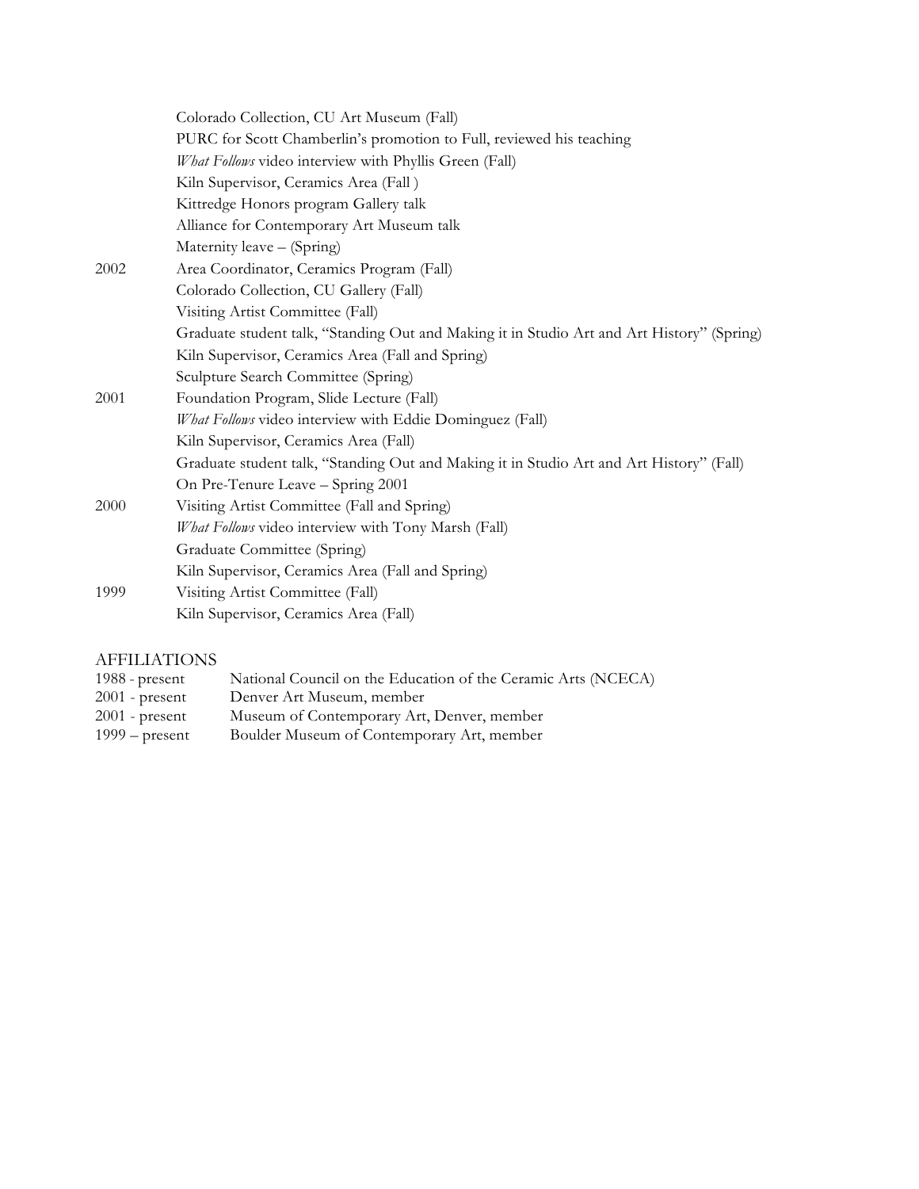| | |
|---|---|
| | Colorado Collection, CU Art Museum (Fall) |
| | PURC for Scott Chamberlin's promotion to Full, reviewed his teaching |
| | *What Follows* video interview with Phyllis Green (Fall) |
| | Kiln Supervisor, Ceramics Area (Fall ) |
| | Kittredge Honors program Gallery talk |
| | Alliance for Contemporary Art Museum talk |
| | Maternity leave – (Spring) |
| 2002 | Area Coordinator, Ceramics Program (Fall) |
| | Colorado Collection, CU Gallery (Fall) |
| | Visiting Artist Committee (Fall) |
| | Graduate student talk, "Standing Out and Making it in Studio Art and Art History" (Spring) |
| | Kiln Supervisor, Ceramics Area (Fall and Spring) |
| | Sculpture Search Committee (Spring) |
| 2001 | Foundation Program, Slide Lecture (Fall) |
| | *What Follows* video interview with Eddie Dominguez (Fall) |
| | Kiln Supervisor, Ceramics Area (Fall) |
| | Graduate student talk, "Standing Out and Making it in Studio Art and Art History" (Fall) |
| | On Pre-Tenure Leave – Spring 2001 |
| 2000 | Visiting Artist Committee (Fall and Spring) |
| | *What Follows* video interview with Tony Marsh (Fall) |
| | Graduate Committee (Spring) |
| | Kiln Supervisor, Ceramics Area (Fall and Spring) |
| 1999 | Visiting Artist Committee (Fall) |
| | Kiln Supervisor, Ceramics Area (Fall) |

## AFFILIATIONS

| | |
|---|---|
| 1988 - present | National Council on the Education of the Ceramic Arts (NCECA) |
| 2001 - present | Denver Art Museum, member |
| 2001 - present | Museum of Contemporary Art, Denver, member |
| 1999 – present | Boulder Museum of Contemporary Art, member |